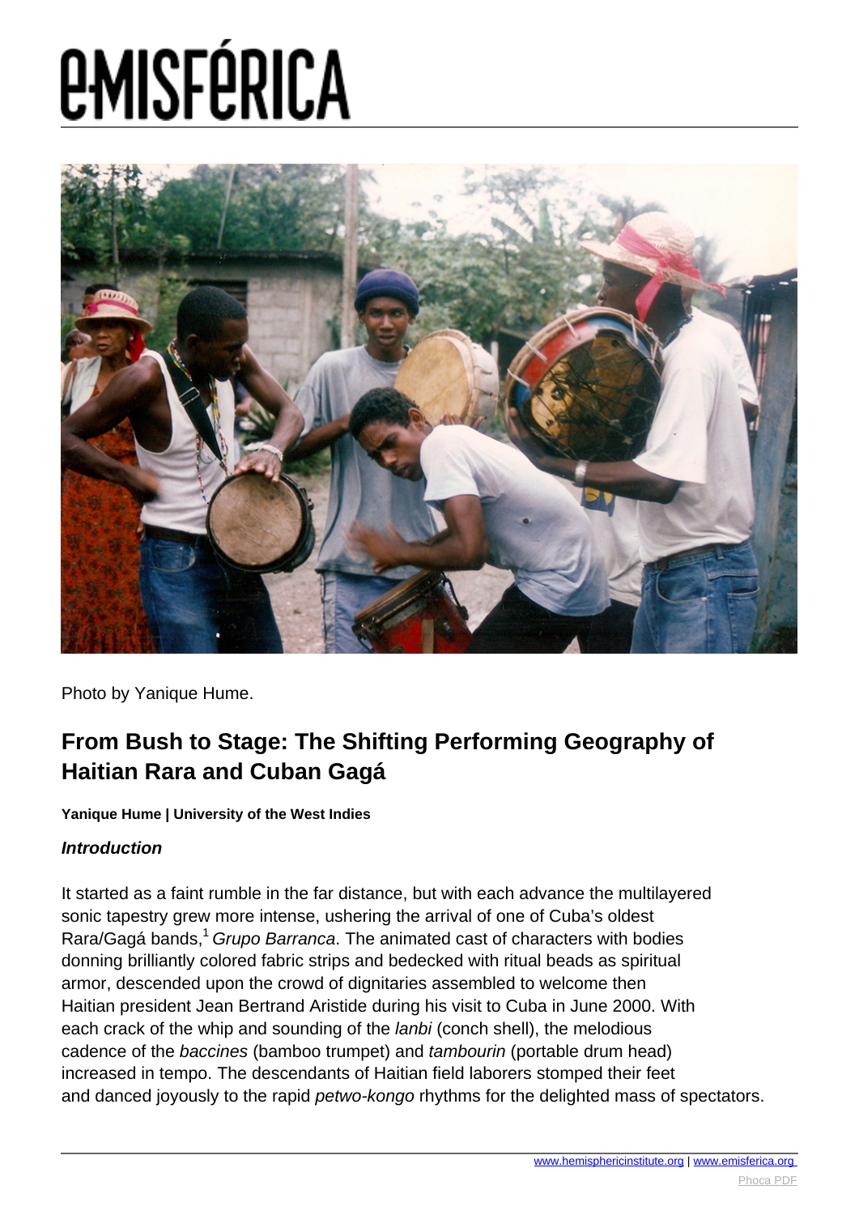# eMISFÉRICA

Photo by Yanique Hume.

## From Bush to Stage: The Shifting Performing Geography of Haitian Rara and Cuban Gagá

**Yanique Hume | University of the West Indies**

### *Introduction*

It started as a faint rumble in the far distance, but with each advance the multilayered sonic tapestry grew more intense, ushering the arrival of one of Cuba's oldest Rara/Gagá bands,[1] *Grupo Barranca*. The animated cast of characters with bodies donning brilliantly colored fabric strips and bedecked with ritual beads as spiritual armor, descended upon the crowd of dignitaries assembled to welcome then Haitian president Jean Bertrand Aristide during his visit to Cuba in June 2000. With each crack of the whip and sounding of the *lanbi* (conch shell), the melodious cadence of the *baccines* (bamboo trumpet) and *tambourin* (portable drum head) increased in tempo. The descendants of Haitian field laborers stomped their feet and danced joyously to the rapid *petwo-kongo* rhythms for the delighted mass of spectators.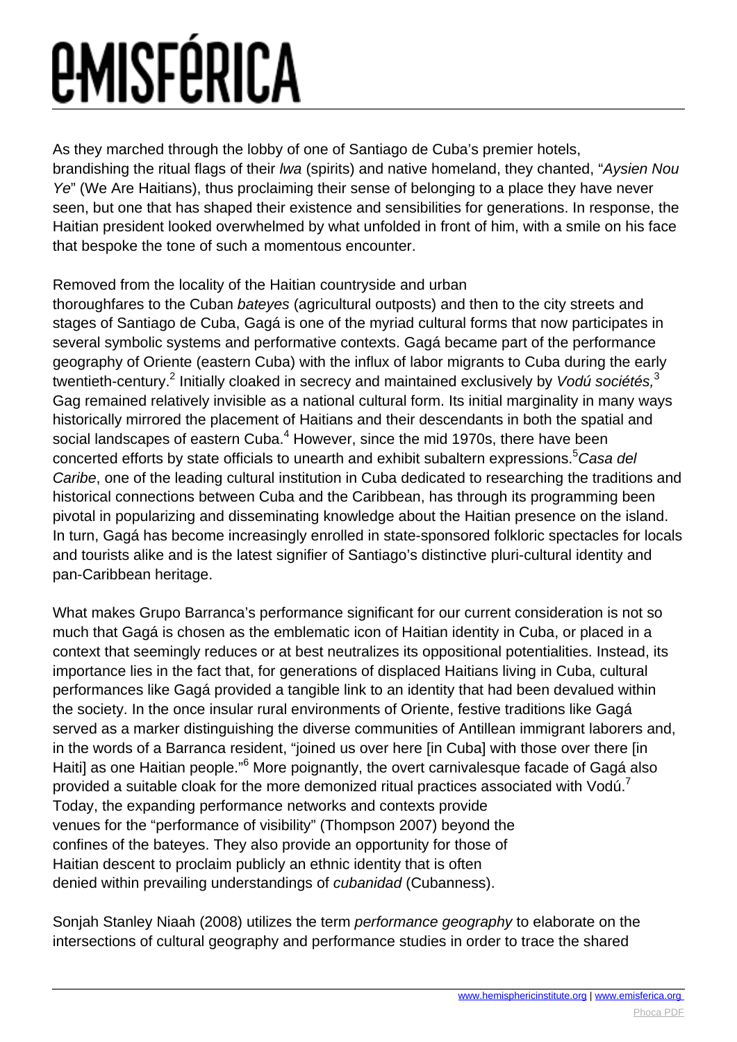As they marched through the lobby of one of Santiago de Cuba's premier hotels, brandishing the ritual flags of their *lwa* (spirits) and native homeland, they chanted, "*Aysien Nou Ye*" (We Are Haitians), thus proclaiming their sense of belonging to a place they have never seen, but one that has shaped their existence and sensibilities for generations. In response, the Haitian president looked overwhelmed by what unfolded in front of him, with a smile on his face that bespoke the tone of such a momentous encounter.

Removed from the locality of the Haitian countryside and urban thoroughfares to the Cuban *bateyes* (agricultural outposts) and then to the city streets and stages of Santiago de Cuba, Gagá is one of the myriad cultural forms that now participates in several symbolic systems and performative contexts. Gagá became part of the performance geography of Oriente (eastern Cuba) with the influx of labor migrants to Cuba during the early twentieth-century.[2] Initially cloaked in secrecy and maintained exclusively by *Vodú sociétés,*[3] Gag remained relatively invisible as a national cultural form. Its initial marginality in many ways historically mirrored the placement of Haitians and their descendants in both the spatial and social landscapes of eastern Cuba.[4] However, since the mid 1970s, there have been concerted efforts by state officials to unearth and exhibit subaltern expressions.[5]*Casa del Caribe*, one of the leading cultural institution in Cuba dedicated to researching the traditions and historical connections between Cuba and the Caribbean, has through its programming been pivotal in popularizing and disseminating knowledge about the Haitian presence on the island. In turn, Gagá has become increasingly enrolled in state-sponsored folkloric spectacles for locals and tourists alike and is the latest signifier of Santiago's distinctive pluri-cultural identity and pan-Caribbean heritage.

What makes Grupo Barranca's performance significant for our current consideration is not so much that Gagá is chosen as the emblematic icon of Haitian identity in Cuba, or placed in a context that seemingly reduces or at best neutralizes its oppositional potentialities. Instead, its importance lies in the fact that, for generations of displaced Haitians living in Cuba, cultural performances like Gagá provided a tangible link to an identity that had been devalued within the society. In the once insular rural environments of Oriente, festive traditions like Gagá served as a marker distinguishing the diverse communities of Antillean immigrant laborers and, in the words of a Barranca resident, "joined us over here [in Cuba] with those over there [in Haiti] as one Haitian people."[6] More poignantly, the overt carnivalesque facade of Gagá also provided a suitable cloak for the more demonized ritual practices associated with Vodú.[7] Today, the expanding performance networks and contexts provide venues for the "performance of visibility" (Thompson 2007) beyond the confines of the bateyes. They also provide an opportunity for those of Haitian descent to proclaim publicly an ethnic identity that is often denied within prevailing understandings of *cubanidad* (Cubanness).

Sonjah Stanley Niaah (2008) utilizes the term *performance geography* to elaborate on the intersections of cultural geography and performance studies in order to trace the shared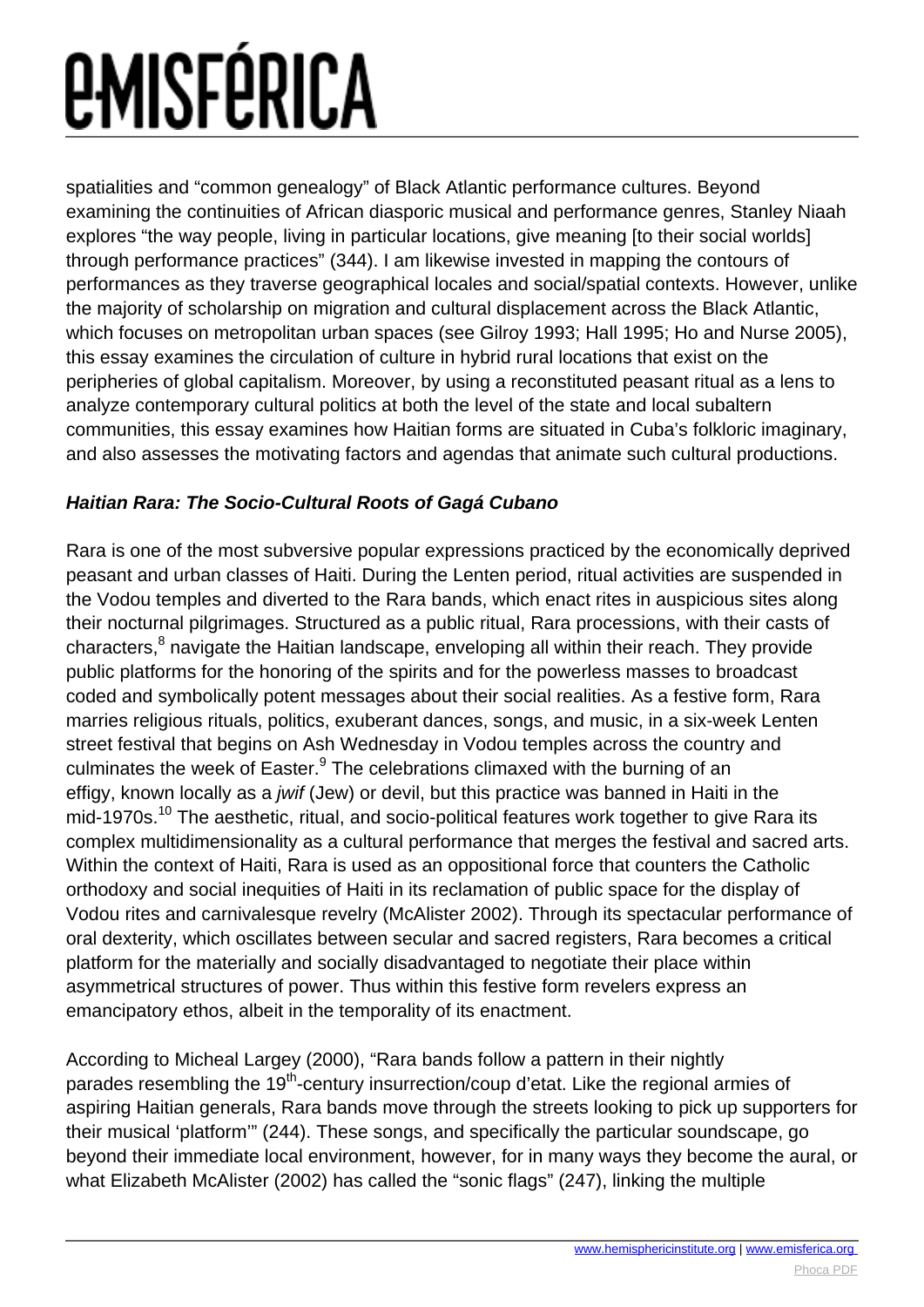spatialities and “common genealogy” of Black Atlantic performance cultures. Beyond examining the continuities of African diasporic musical and performance genres, Stanley Niaah explores “the way people, living in particular locations, give meaning [to their social worlds] through performance practices” (344). I am likewise invested in mapping the contours of performances as they traverse geographical locales and social/spatial contexts. However, unlike the majority of scholarship on migration and cultural displacement across the Black Atlantic, which focuses on metropolitan urban spaces (see Gilroy 1993; Hall 1995; Ho and Nurse 2005), this essay examines the circulation of culture in hybrid rural locations that exist on the peripheries of global capitalism. Moreover, by using a reconstituted peasant ritual as a lens to analyze contemporary cultural politics at both the level of the state and local subaltern communities, this essay examines how Haitian forms are situated in Cuba’s folkloric imaginary, and also assesses the motivating factors and agendas that animate such cultural productions.

### ***Haitian Rara: The Socio-Cultural Roots of Gagá Cubano***

Rara is one of the most subversive popular expressions practiced by the economically deprived peasant and urban classes of Haiti. During the Lenten period, ritual activities are suspended in the Vodou temples and diverted to the Rara bands, which enact rites in auspicious sites along their nocturnal pilgrimages. Structured as a public ritual, Rara processions, with their casts of characters,[8] navigate the Haitian landscape, enveloping all within their reach. They provide public platforms for the honoring of the spirits and for the powerless masses to broadcast coded and symbolically potent messages about their social realities. As a festive form, Rara marries religious rituals, politics, exuberant dances, songs, and music, in a six-week Lenten street festival that begins on Ash Wednesday in Vodou temples across the country and culminates the week of Easter.[9] The celebrations climaxed with the burning of an effigy, known locally as a *jwif* (Jew) or devil, but this practice was banned in Haiti in the mid-1970s.[10] The aesthetic, ritual, and socio-political features work together to give Rara its complex multidimensionality as a cultural performance that merges the festival and sacred arts. Within the context of Haiti, Rara is used as an oppositional force that counters the Catholic orthodoxy and social inequities of Haiti in its reclamation of public space for the display of Vodou rites and carnivalesque revelry (McAlister 2002). Through its spectacular performance of oral dexterity, which oscillates between secular and sacred registers, Rara becomes a critical platform for the materially and socially disadvantaged to negotiate their place within asymmetrical structures of power. Thus within this festive form revelers express an emancipatory ethos, albeit in the temporality of its enactment.

According to Micheal Largey (2000), “Rara bands follow a pattern in their nightly parades resembling the 19th-century insurrection/coup d’etat. Like the regional armies of aspiring Haitian generals, Rara bands move through the streets looking to pick up supporters for their musical ‘platform’” (244). These songs, and specifically the particular soundscape, go beyond their immediate local environment, however, for in many ways they become the aural, or what Elizabeth McAlister (2002) has called the “sonic flags” (247), linking the multiple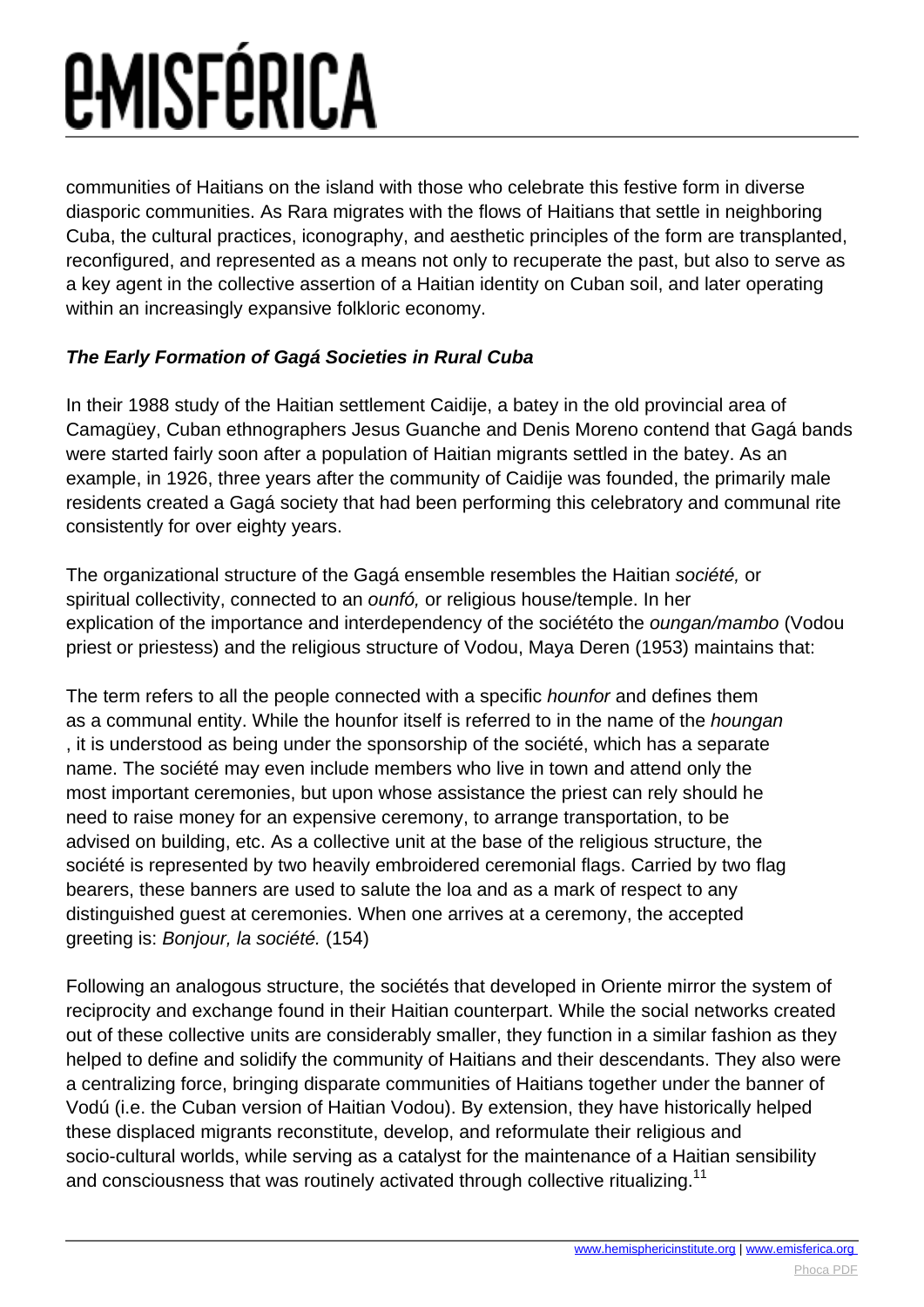communities of Haitians on the island with those who celebrate this festive form in diverse diasporic communities. As Rara migrates with the flows of Haitians that settle in neighboring Cuba, the cultural practices, iconography, and aesthetic principles of the form are transplanted, reconfigured, and represented as a means not only to recuperate the past, but also to serve as a key agent in the collective assertion of a Haitian identity on Cuban soil, and later operating within an increasingly expansive folkloric economy.

### ***The Early Formation of Gagá Societies in Rural Cuba***

In their 1988 study of the Haitian settlement Caidije, a batey in the old provincial area of Camagüey, Cuban ethnographers Jesus Guanche and Denis Moreno contend that Gagá bands were started fairly soon after a population of Haitian migrants settled in the batey. As an example, in 1926, three years after the community of Caidije was founded, the primarily male residents created a Gagá society that had been performing this celebratory and communal rite consistently for over eighty years.

The organizational structure of the Gagá ensemble resembles the Haitian *société,* or spiritual collectivity, connected to an *ounfó,* or religious house/temple. In her explication of the importance and interdependency of the sociététo the *oungan/mambo* (Vodou priest or priestess) and the religious structure of Vodou, Maya Deren (1953) maintains that:

> The term refers to all the people connected with a specific *hounfor* and defines them as a communal entity. While the hounfor itself is referred to in the name of the *houngan* , it is understood as being under the sponsorship of the société, which has a separate name. The société may even include members who live in town and attend only the most important ceremonies, but upon whose assistance the priest can rely should he need to raise money for an expensive ceremony, to arrange transportation, to be advised on building, etc. As a collective unit at the base of the religious structure, the société is represented by two heavily embroidered ceremonial flags. Carried by two flag bearers, these banners are used to salute the loa and as a mark of respect to any distinguished guest at ceremonies. When one arrives at a ceremony, the accepted greeting is: *Bonjour, la société.* (154)

Following an analogous structure, the sociétés that developed in Oriente mirror the system of reciprocity and exchange found in their Haitian counterpart. While the social networks created out of these collective units are considerably smaller, they function in a similar fashion as they helped to define and solidify the community of Haitians and their descendants. They also were a centralizing force, bringing disparate communities of Haitians together under the banner of Vodú (i.e. the Cuban version of Haitian Vodou). By extension, they have historically helped these displaced migrants reconstitute, develop, and reformulate their religious and socio-cultural worlds, while serving as a catalyst for the maintenance of a Haitian sensibility and consciousness that was routinely activated through collective ritualizing.[11]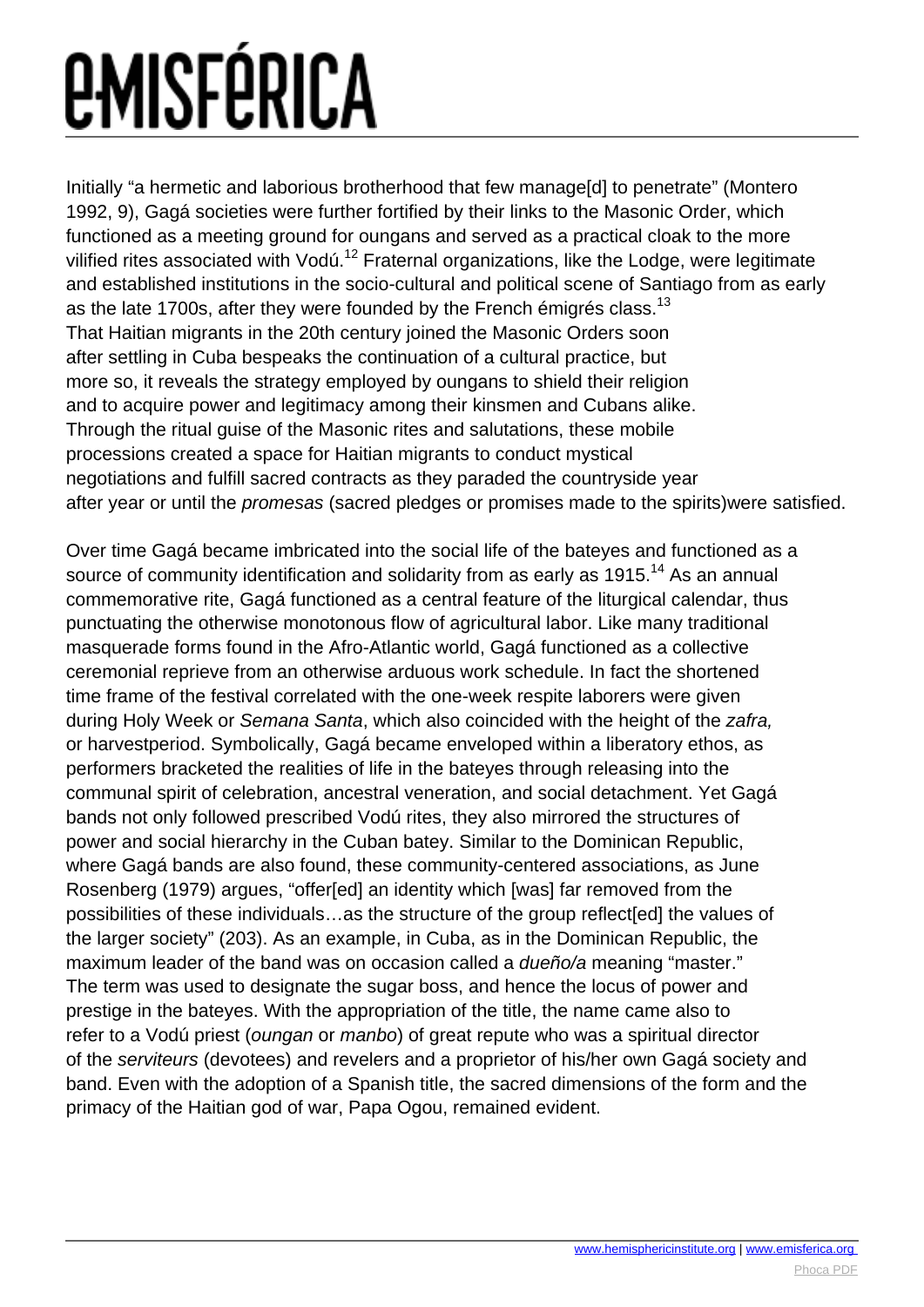Initially "a hermetic and laborious brotherhood that few manage[d] to penetrate" (Montero 1992, 9), Gagá societies were further fortified by their links to the Masonic Order, which functioned as a meeting ground for oungans and served as a practical cloak to the more vilified rites associated with Vodú.[12] Fraternal organizations, like the Lodge, were legitimate and established institutions in the socio-cultural and political scene of Santiago from as early as the late 1700s, after they were founded by the French émigrés class.[13] That Haitian migrants in the 20th century joined the Masonic Orders soon after settling in Cuba bespeaks the continuation of a cultural practice, but more so, it reveals the strategy employed by oungans to shield their religion and to acquire power and legitimacy among their kinsmen and Cubans alike. Through the ritual guise of the Masonic rites and salutations, these mobile processions created a space for Haitian migrants to conduct mystical negotiations and fulfill sacred contracts as they paraded the countryside year after year or until the *promesas* (sacred pledges or promises made to the spirits)were satisfied.

Over time Gagá became imbricated into the social life of the bateyes and functioned as a source of community identification and solidarity from as early as 1915.[14] As an annual commemorative rite, Gagá functioned as a central feature of the liturgical calendar, thus punctuating the otherwise monotonous flow of agricultural labor. Like many traditional masquerade forms found in the Afro-Atlantic world, Gagá functioned as a collective ceremonial reprieve from an otherwise arduous work schedule. In fact the shortened time frame of the festival correlated with the one-week respite laborers were given during Holy Week or *Semana Santa*, which also coincided with the height of the *zafra,* or harvestperiod. Symbolically, Gagá became enveloped within a liberatory ethos, as performers bracketed the realities of life in the bateyes through releasing into the communal spirit of celebration, ancestral veneration, and social detachment. Yet Gagá bands not only followed prescribed Vodú rites, they also mirrored the structures of power and social hierarchy in the Cuban batey. Similar to the Dominican Republic, where Gagá bands are also found, these community-centered associations, as June Rosenberg (1979) argues, "offer[ed] an identity which [was] far removed from the possibilities of these individuals…as the structure of the group reflect[ed] the values of the larger society" (203). As an example, in Cuba, as in the Dominican Republic, the maximum leader of the band was on occasion called a *dueño/a* meaning "master." The term was used to designate the sugar boss, and hence the locus of power and prestige in the bateyes. With the appropriation of the title, the name came also to refer to a Vodú priest (*oungan* or *manbo*) of great repute who was a spiritual director of the *serviteurs* (devotees) and revelers and a proprietor of his/her own Gagá society and band. Even with the adoption of a Spanish title, the sacred dimensions of the form and the primacy of the Haitian god of war, Papa Ogou, remained evident.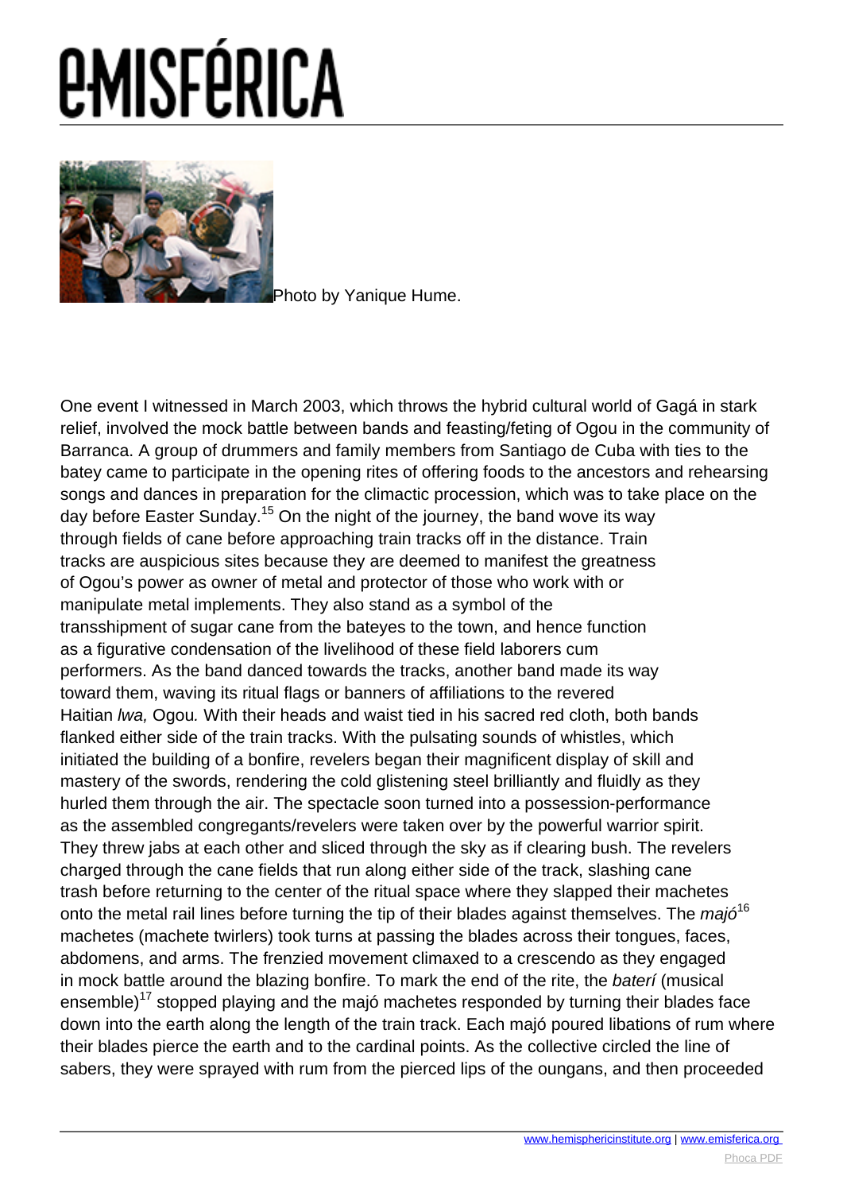Photo by Yanique Hume.

One event I witnessed in March 2003, which throws the hybrid cultural world of Gagá in stark relief, involved the mock battle between bands and feasting/feting of Ogou in the community of Barranca. A group of drummers and family members from Santiago de Cuba with ties to the batey came to participate in the opening rites of offering foods to the ancestors and rehearsing songs and dances in preparation for the climactic procession, which was to take place on the day before Easter Sunday.[15] On the night of the journey, the band wove its way through fields of cane before approaching train tracks off in the distance. Train tracks are auspicious sites because they are deemed to manifest the greatness of Ogou's power as owner of metal and protector of those who work with or manipulate metal implements. They also stand as a symbol of the transshipment of sugar cane from the bateyes to the town, and hence function as a figurative condensation of the livelihood of these field laborers cum performers. As the band danced towards the tracks, another band made its way toward them, waving its ritual flags or banners of affiliations to the revered Haitian *lwa,* Ogou*.* With their heads and waist tied in his sacred red cloth, both bands flanked either side of the train tracks. With the pulsating sounds of whistles, which initiated the building of a bonfire, revelers began their magnificent display of skill and mastery of the swords, rendering the cold glistening steel brilliantly and fluidly as they hurled them through the air. The spectacle soon turned into a possession-performance as the assembled congregants/revelers were taken over by the powerful warrior spirit. They threw jabs at each other and sliced through the sky as if clearing bush. The revelers charged through the cane fields that run along either side of the track, slashing cane trash before returning to the center of the ritual space where they slapped their machetes onto the metal rail lines before turning the tip of their blades against themselves. The *majó*[16] machetes (machete twirlers) took turns at passing the blades across their tongues, faces, abdomens, and arms. The frenzied movement climaxed to a crescendo as they engaged in mock battle around the blazing bonfire. To mark the end of the rite, the *baterí* (musical ensemble)[17] stopped playing and the majó machetes responded by turning their blades face down into the earth along the length of the train track. Each majó poured libations of rum where their blades pierce the earth and to the cardinal points. As the collective circled the line of sabers, they were sprayed with rum from the pierced lips of the oungans, and then proceeded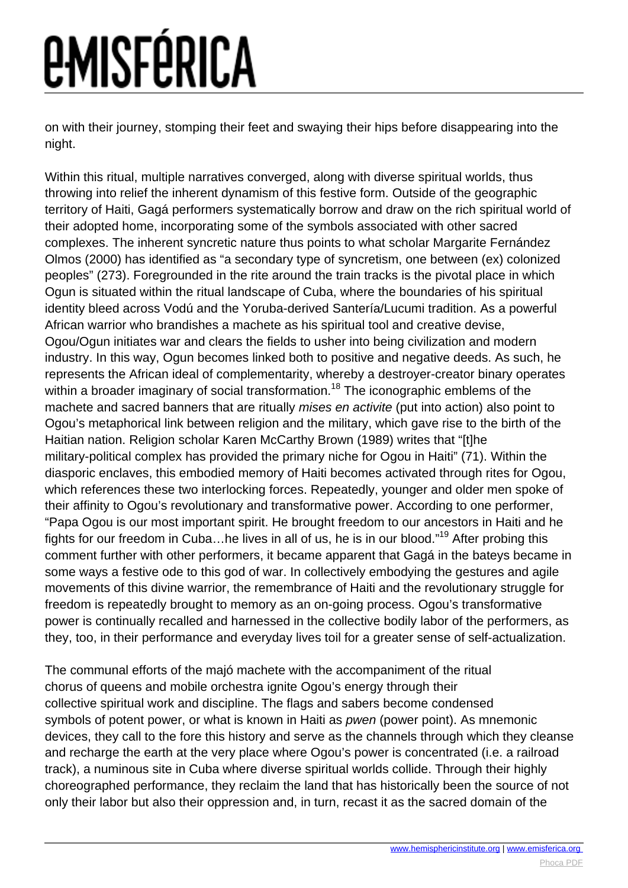on with their journey, stomping their feet and swaying their hips before disappearing into the night.

Within this ritual, multiple narratives converged, along with diverse spiritual worlds, thus throwing into relief the inherent dynamism of this festive form. Outside of the geographic territory of Haiti, Gagá performers systematically borrow and draw on the rich spiritual world of their adopted home, incorporating some of the symbols associated with other sacred complexes. The inherent syncretic nature thus points to what scholar Margarite Fernández Olmos (2000) has identified as "a secondary type of syncretism, one between (ex) colonized peoples" (273). Foregrounded in the rite around the train tracks is the pivotal place in which Ogun is situated within the ritual landscape of Cuba, where the boundaries of his spiritual identity bleed across Vodú and the Yoruba-derived Santería/Lucumi tradition. As a powerful African warrior who brandishes a machete as his spiritual tool and creative devise, Ogou/Ogun initiates war and clears the fields to usher into being civilization and modern industry. In this way, Ogun becomes linked both to positive and negative deeds. As such, he represents the African ideal of complementarity, whereby a destroyer-creator binary operates within a broader imaginary of social transformation.[18] The iconographic emblems of the machete and sacred banners that are ritually *mises en activite* (put into action) also point to Ogou's metaphorical link between religion and the military, which gave rise to the birth of the Haitian nation. Religion scholar Karen McCarthy Brown (1989) writes that "[t]he military-political complex has provided the primary niche for Ogou in Haiti" (71). Within the diasporic enclaves, this embodied memory of Haiti becomes activated through rites for Ogou, which references these two interlocking forces. Repeatedly, younger and older men spoke of their affinity to Ogou's revolutionary and transformative power. According to one performer, "Papa Ogou is our most important spirit. He brought freedom to our ancestors in Haiti and he fights for our freedom in Cuba…he lives in all of us, he is in our blood."[19] After probing this comment further with other performers, it became apparent that Gagá in the bateys became in some ways a festive ode to this god of war. In collectively embodying the gestures and agile movements of this divine warrior, the remembrance of Haiti and the revolutionary struggle for freedom is repeatedly brought to memory as an on-going process. Ogou's transformative power is continually recalled and harnessed in the collective bodily labor of the performers, as they, too, in their performance and everyday lives toil for a greater sense of self-actualization.

The communal efforts of the majó machete with the accompaniment of the ritual chorus of queens and mobile orchestra ignite Ogou's energy through their collective spiritual work and discipline. The flags and sabers become condensed symbols of potent power, or what is known in Haiti as *pwen* (power point). As mnemonic devices, they call to the fore this history and serve as the channels through which they cleanse and recharge the earth at the very place where Ogou's power is concentrated (i.e. a railroad track), a numinous site in Cuba where diverse spiritual worlds collide. Through their highly choreographed performance, they reclaim the land that has historically been the source of not only their labor but also their oppression and, in turn, recast it as the sacred domain of the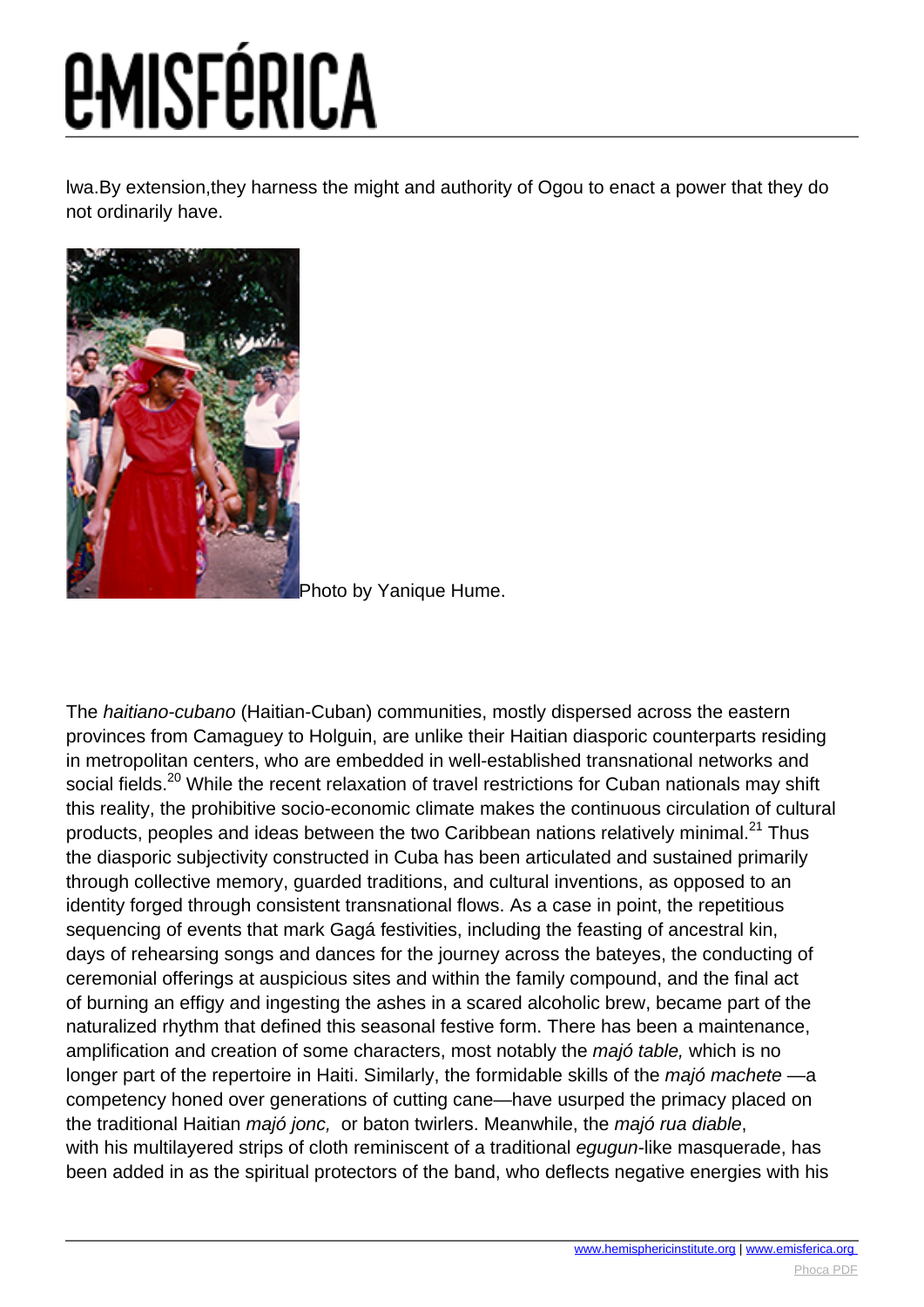lwa.By extension,they harness the might and authority of Ogou to enact a power that they do not ordinarily have.

Photo by Yanique Hume.

The *haitiano-cubano* (Haitian-Cuban) communities, mostly dispersed across the eastern provinces from Camaguey to Holguin, are unlike their Haitian diasporic counterparts residing in metropolitan centers, who are embedded in well-established transnational networks and social fields.[20] While the recent relaxation of travel restrictions for Cuban nationals may shift this reality, the prohibitive socio-economic climate makes the continuous circulation of cultural products, peoples and ideas between the two Caribbean nations relatively minimal.[21] Thus the diasporic subjectivity constructed in Cuba has been articulated and sustained primarily through collective memory, guarded traditions, and cultural inventions, as opposed to an identity forged through consistent transnational flows. As a case in point, the repetitious sequencing of events that mark Gagá festivities, including the feasting of ancestral kin, days of rehearsing songs and dances for the journey across the bateyes, the conducting of ceremonial offerings at auspicious sites and within the family compound, and the final act of burning an effigy and ingesting the ashes in a scared alcoholic brew, became part of the naturalized rhythm that defined this seasonal festive form. There has been a maintenance, amplification and creation of some characters, most notably the *majó table,* which is no longer part of the repertoire in Haiti. Similarly, the formidable skills of the *majó machete* —a competency honed over generations of cutting cane—have usurped the primacy placed on the traditional Haitian *majó jonc,* or baton twirlers. Meanwhile, the *majó rua diable*, with his multilayered strips of cloth reminiscent of a traditional *egugun*-like masquerade, has been added in as the spiritual protectors of the band, who deflects negative energies with his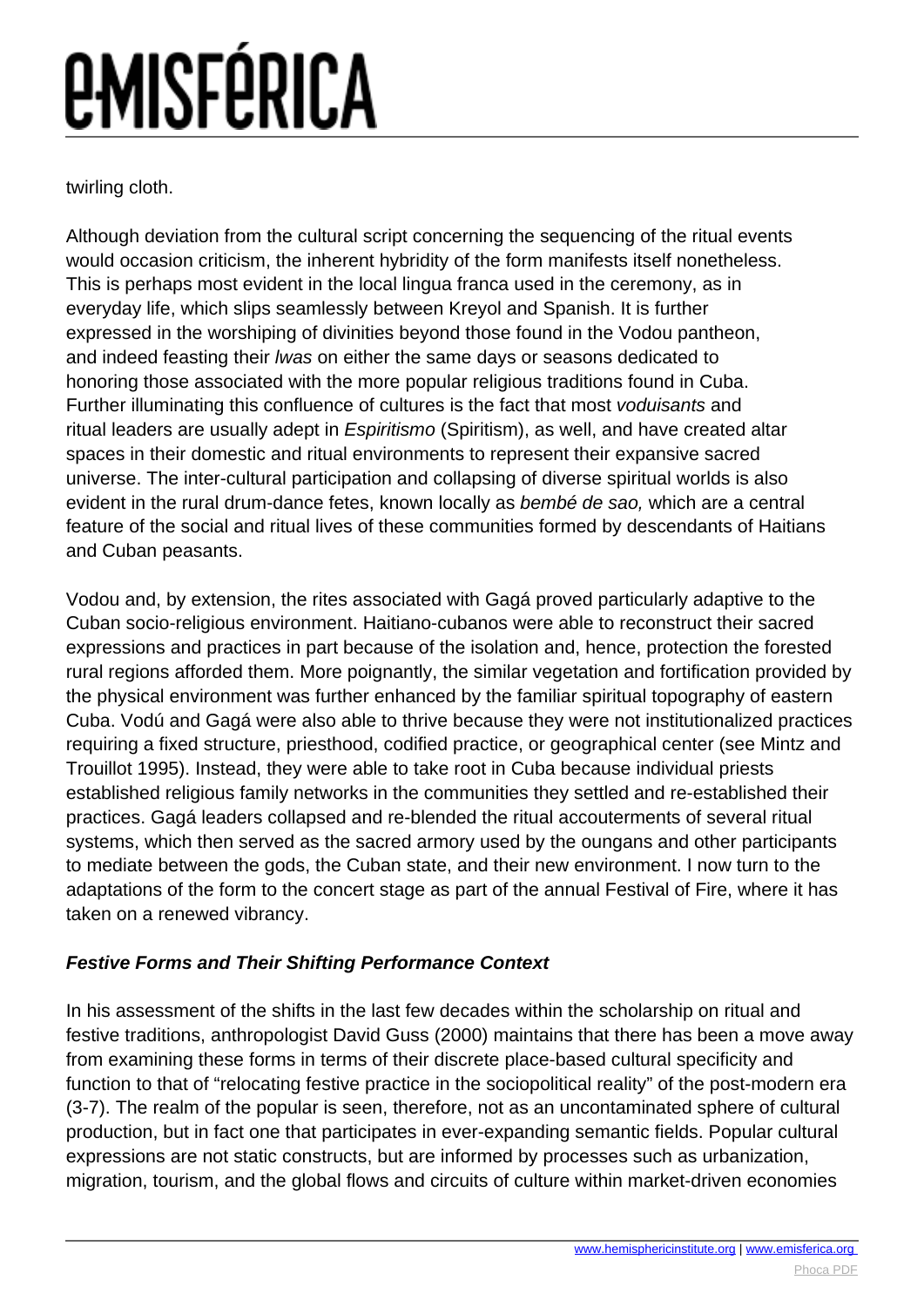twirling cloth.

Although deviation from the cultural script concerning the sequencing of the ritual events would occasion criticism, the inherent hybridity of the form manifests itself nonetheless. This is perhaps most evident in the local lingua franca used in the ceremony, as in everyday life, which slips seamlessly between Kreyol and Spanish. It is further expressed in the worshiping of divinities beyond those found in the Vodou pantheon, and indeed feasting their *lwas* on either the same days or seasons dedicated to honoring those associated with the more popular religious traditions found in Cuba. Further illuminating this confluence of cultures is the fact that most *voduisants* and ritual leaders are usually adept in *Espiritismo* (Spiritism), as well, and have created altar spaces in their domestic and ritual environments to represent their expansive sacred universe. The inter-cultural participation and collapsing of diverse spiritual worlds is also evident in the rural drum-dance fetes, known locally as *bembé de sao,* which are a central feature of the social and ritual lives of these communities formed by descendants of Haitians and Cuban peasants.

Vodou and, by extension, the rites associated with Gagá proved particularly adaptive to the Cuban socio-religious environment. Haitiano-cubanos were able to reconstruct their sacred expressions and practices in part because of the isolation and, hence, protection the forested rural regions afforded them. More poignantly, the similar vegetation and fortification provided by the physical environment was further enhanced by the familiar spiritual topography of eastern Cuba. Vodú and Gagá were also able to thrive because they were not institutionalized practices requiring a fixed structure, priesthood, codified practice, or geographical center (see Mintz and Trouillot 1995). Instead, they were able to take root in Cuba because individual priests established religious family networks in the communities they settled and re-established their practices. Gagá leaders collapsed and re-blended the ritual accouterments of several ritual systems, which then served as the sacred armory used by the oungans and other participants to mediate between the gods, the Cuban state, and their new environment. I now turn to the adaptations of the form to the concert stage as part of the annual Festival of Fire, where it has taken on a renewed vibrancy.

### ***Festive Forms and Their Shifting Performance Context***

In his assessment of the shifts in the last few decades within the scholarship on ritual and festive traditions, anthropologist David Guss (2000) maintains that there has been a move away from examining these forms in terms of their discrete place-based cultural specificity and function to that of "relocating festive practice in the sociopolitical reality" of the post-modern era (3-7). The realm of the popular is seen, therefore, not as an uncontaminated sphere of cultural production, but in fact one that participates in ever-expanding semantic fields. Popular cultural expressions are not static constructs, but are informed by processes such as urbanization, migration, tourism, and the global flows and circuits of culture within market-driven economies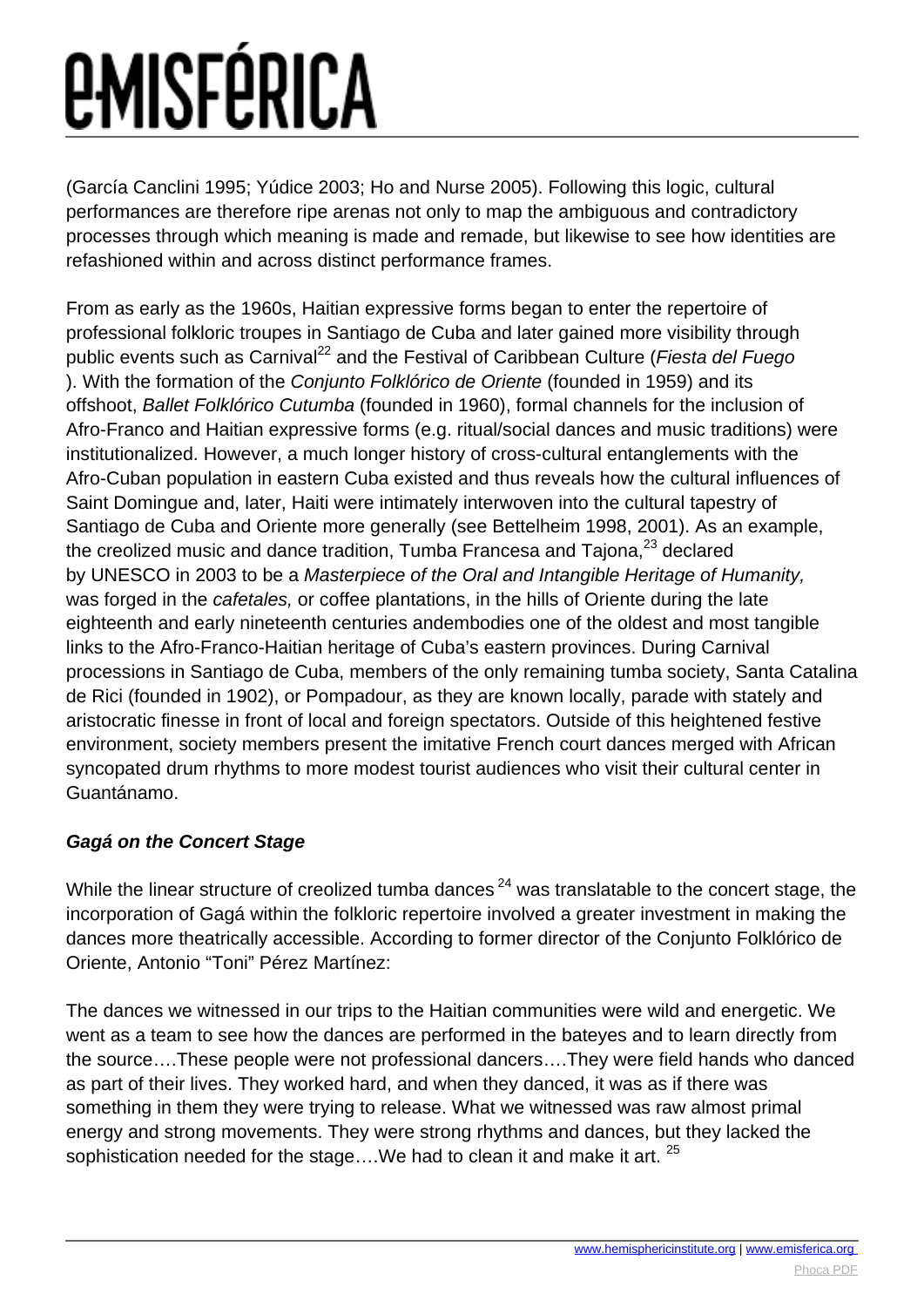(García Canclini 1995; Yúdice 2003; Ho and Nurse 2005). Following this logic, cultural performances are therefore ripe arenas not only to map the ambiguous and contradictory processes through which meaning is made and remade, but likewise to see how identities are refashioned within and across distinct performance frames.

From as early as the 1960s, Haitian expressive forms began to enter the repertoire of professional folkloric troupes in Santiago de Cuba and later gained more visibility through public events such as Carnival[22] and the Festival of Caribbean Culture (*Fiesta del Fuego*). With the formation of the *Conjunto Folklórico de Oriente* (founded in 1959) and its offshoot, *Ballet Folklórico Cutumba* (founded in 1960), formal channels for the inclusion of Afro-Franco and Haitian expressive forms (e.g. ritual/social dances and music traditions) were institutionalized. However, a much longer history of cross-cultural entanglements with the Afro-Cuban population in eastern Cuba existed and thus reveals how the cultural influences of Saint Domingue and, later, Haiti were intimately interwoven into the cultural tapestry of Santiago de Cuba and Oriente more generally (see Bettelheim 1998, 2001). As an example, the creolized music and dance tradition, Tumba Francesa and Tajona,[23] declared by UNESCO in 2003 to be a *Masterpiece of the Oral and Intangible Heritage of Humanity,* was forged in the *cafetales,* or coffee plantations, in the hills of Oriente during the late eighteenth and early nineteenth centuries andembodies one of the oldest and most tangible links to the Afro-Franco-Haitian heritage of Cuba's eastern provinces. During Carnival processions in Santiago de Cuba, members of the only remaining tumba society, Santa Catalina de Rici (founded in 1902), or Pompadour, as they are known locally, parade with stately and aristocratic finesse in front of local and foreign spectators. Outside of this heightened festive environment, society members present the imitative French court dances merged with African syncopated drum rhythms to more modest tourist audiences who visit their cultural center in Guantánamo.

### ***Gagá on the Concert Stage***

While the linear structure of creolized tumba dances[24] was translatable to the concert stage, the incorporation of Gagá within the folkloric repertoire involved a greater investment in making the dances more theatrically accessible. According to former director of the Conjunto Folklórico de Oriente, Antonio "Toni" Pérez Martínez:

The dances we witnessed in our trips to the Haitian communities were wild and energetic. We went as a team to see how the dances are performed in the bateyes and to learn directly from the source….These people were not professional dancers….They were field hands who danced as part of their lives. They worked hard, and when they danced, it was as if there was something in them they were trying to release. What we witnessed was raw almost primal energy and strong movements. They were strong rhythms and dances, but they lacked the sophistication needed for the stage….We had to clean it and make it art.[25]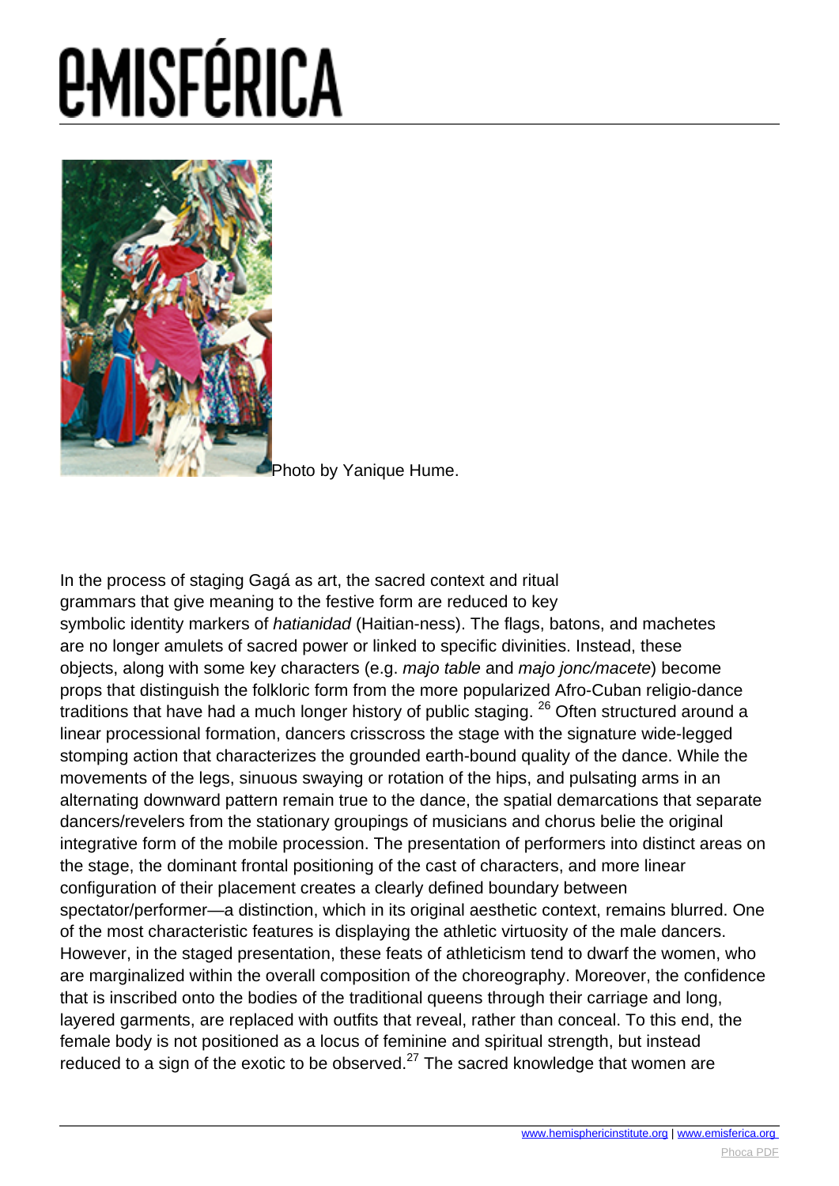Photo by Yanique Hume.

In the process of staging Gagá as art, the sacred context and ritual grammars that give meaning to the festive form are reduced to key symbolic identity markers of *hatianidad* (Haitian-ness). The flags, batons, and machetes are no longer amulets of sacred power or linked to specific divinities. Instead, these objects, along with some key characters (e.g. *majo table* and *majo jonc/macete*) become props that distinguish the folkloric form from the more popularized Afro-Cuban religio-dance traditions that have had a much longer history of public staging. [26] Often structured around a linear processional formation, dancers crisscross the stage with the signature wide-legged stomping action that characterizes the grounded earth-bound quality of the dance. While the movements of the legs, sinuous swaying or rotation of the hips, and pulsating arms in an alternating downward pattern remain true to the dance, the spatial demarcations that separate dancers/revelers from the stationary groupings of musicians and chorus belie the original integrative form of the mobile procession. The presentation of performers into distinct areas on the stage, the dominant frontal positioning of the cast of characters, and more linear configuration of their placement creates a clearly defined boundary between spectator/performer—a distinction, which in its original aesthetic context, remains blurred. One of the most characteristic features is displaying the athletic virtuosity of the male dancers. However, in the staged presentation, these feats of athleticism tend to dwarf the women, who are marginalized within the overall composition of the choreography. Moreover, the confidence that is inscribed onto the bodies of the traditional queens through their carriage and long, layered garments, are replaced with outfits that reveal, rather than conceal. To this end, the female body is not positioned as a locus of feminine and spiritual strength, but instead reduced to a sign of the exotic to be observed.[27] The sacred knowledge that women are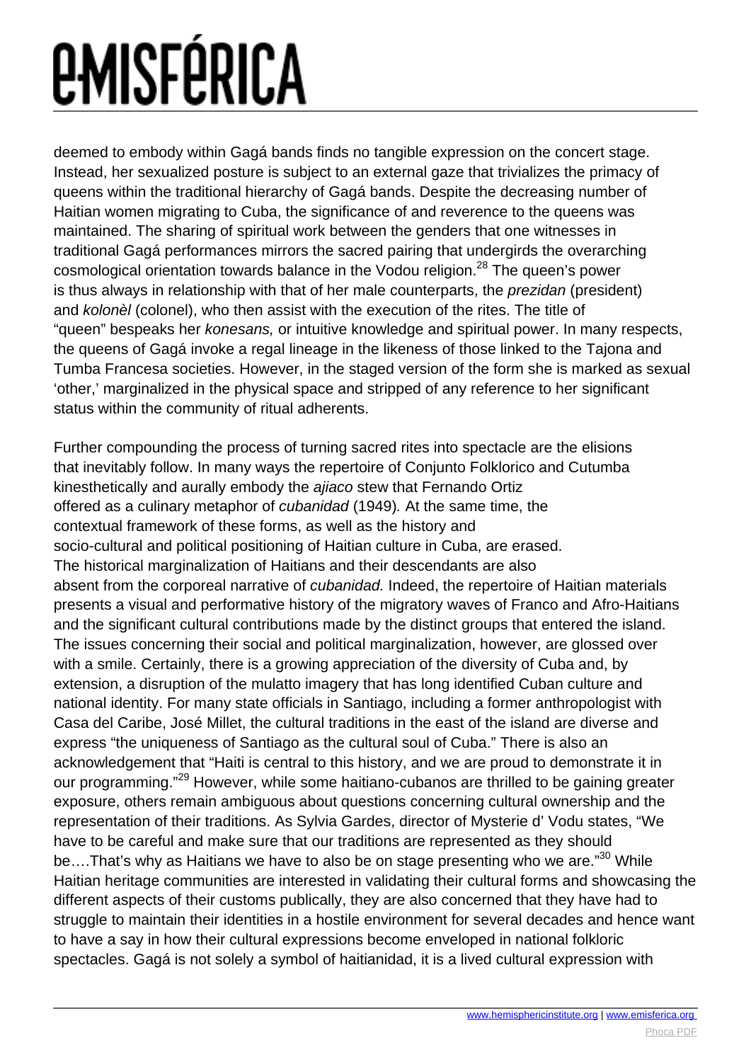deemed to embody within Gagá bands finds no tangible expression on the concert stage. Instead, her sexualized posture is subject to an external gaze that trivializes the primacy of queens within the traditional hierarchy of Gagá bands. Despite the decreasing number of Haitian women migrating to Cuba, the significance of and reverence to the queens was maintained. The sharing of spiritual work between the genders that one witnesses in traditional Gagá performances mirrors the sacred pairing that undergirds the overarching cosmological orientation towards balance in the Vodou religion.[28] The queen's power is thus always in relationship with that of her male counterparts, the *prezidan* (president) and *kolonèl* (colonel), who then assist with the execution of the rites. The title of "queen" bespeaks her *konesans,* or intuitive knowledge and spiritual power. In many respects, the queens of Gagá invoke a regal lineage in the likeness of those linked to the Tajona and Tumba Francesa societies. However, in the staged version of the form she is marked as sexual 'other,' marginalized in the physical space and stripped of any reference to her significant status within the community of ritual adherents.

Further compounding the process of turning sacred rites into spectacle are the elisions that inevitably follow. In many ways the repertoire of Conjunto Folklorico and Cutumba kinesthetically and aurally embody the *ajiaco* stew that Fernando Ortiz offered as a culinary metaphor of *cubanidad* (1949)*.* At the same time, the contextual framework of these forms, as well as the history and socio-cultural and political positioning of Haitian culture in Cuba, are erased. The historical marginalization of Haitians and their descendants are also absent from the corporeal narrative of *cubanidad.* Indeed, the repertoire of Haitian materials presents a visual and performative history of the migratory waves of Franco and Afro-Haitians and the significant cultural contributions made by the distinct groups that entered the island. The issues concerning their social and political marginalization, however, are glossed over with a smile. Certainly, there is a growing appreciation of the diversity of Cuba and, by extension, a disruption of the mulatto imagery that has long identified Cuban culture and national identity. For many state officials in Santiago, including a former anthropologist with Casa del Caribe, José Millet, the cultural traditions in the east of the island are diverse and express "the uniqueness of Santiago as the cultural soul of Cuba." There is also an acknowledgement that "Haiti is central to this history, and we are proud to demonstrate it in our programming."[29] However, while some haitiano-cubanos are thrilled to be gaining greater exposure, others remain ambiguous about questions concerning cultural ownership and the representation of their traditions. As Sylvia Gardes, director of Mysterie d' Vodu states, "We have to be careful and make sure that our traditions are represented as they should be….That's why as Haitians we have to also be on stage presenting who we are."[30] While Haitian heritage communities are interested in validating their cultural forms and showcasing the different aspects of their customs publically, they are also concerned that they have had to struggle to maintain their identities in a hostile environment for several decades and hence want to have a say in how their cultural expressions become enveloped in national folkloric spectacles. Gagá is not solely a symbol of haitianidad, it is a lived cultural expression with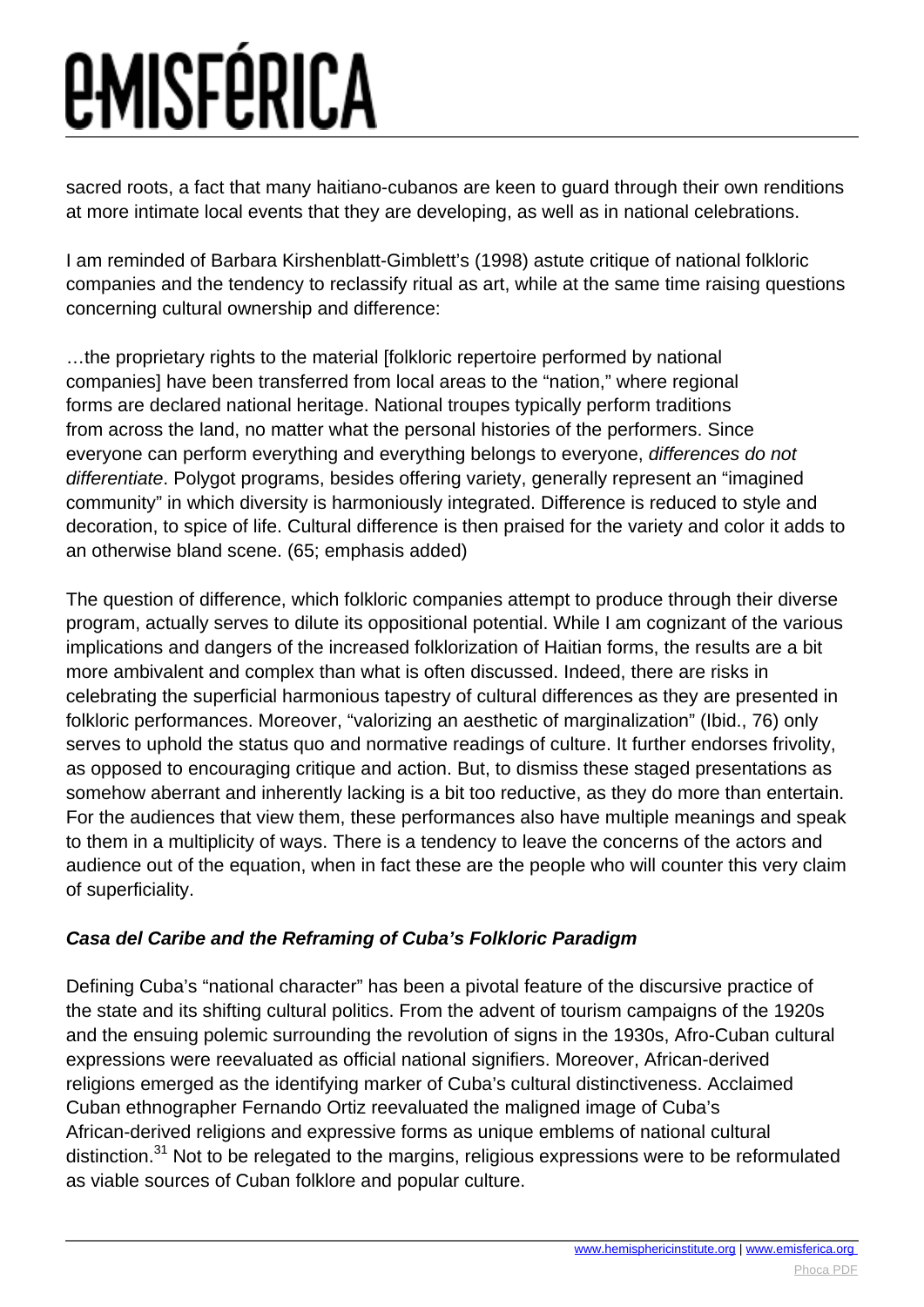sacred roots, a fact that many haitiano-cubanos are keen to guard through their own renditions at more intimate local events that they are developing, as well as in national celebrations.

I am reminded of Barbara Kirshenblatt-Gimblett's (1998) astute critique of national folkloric companies and the tendency to reclassify ritual as art, while at the same time raising questions concerning cultural ownership and difference:

> …the proprietary rights to the material [folkloric repertoire performed by national companies] have been transferred from local areas to the "nation," where regional forms are declared national heritage. National troupes typically perform traditions from across the land, no matter what the personal histories of the performers. Since everyone can perform everything and everything belongs to everyone, *differences do not differentiate*. Polygot programs, besides offering variety, generally represent an "imagined community" in which diversity is harmoniously integrated. Difference is reduced to style and decoration, to spice of life. Cultural difference is then praised for the variety and color it adds to an otherwise bland scene. (65; emphasis added)

The question of difference, which folkloric companies attempt to produce through their diverse program, actually serves to dilute its oppositional potential. While I am cognizant of the various implications and dangers of the increased folklorization of Haitian forms, the results are a bit more ambivalent and complex than what is often discussed. Indeed, there are risks in celebrating the superficial harmonious tapestry of cultural differences as they are presented in folkloric performances. Moreover, "valorizing an aesthetic of marginalization" (Ibid., 76) only serves to uphold the status quo and normative readings of culture. It further endorses frivolity, as opposed to encouraging critique and action. But, to dismiss these staged presentations as somehow aberrant and inherently lacking is a bit too reductive, as they do more than entertain. For the audiences that view them, these performances also have multiple meanings and speak to them in a multiplicity of ways. There is a tendency to leave the concerns of the actors and audience out of the equation, when in fact these are the people who will counter this very claim of superficiality.

### ***Casa del Caribe and the Reframing of Cuba's Folkloric Paradigm***

Defining Cuba's "national character" has been a pivotal feature of the discursive practice of the state and its shifting cultural politics. From the advent of tourism campaigns of the 1920s and the ensuing polemic surrounding the revolution of signs in the 1930s, Afro-Cuban cultural expressions were reevaluated as official national signifiers. Moreover, African-derived religions emerged as the identifying marker of Cuba's cultural distinctiveness. Acclaimed Cuban ethnographer Fernando Ortiz reevaluated the maligned image of Cuba's African-derived religions and expressive forms as unique emblems of national cultural distinction.[31] Not to be relegated to the margins, religious expressions were to be reformulated as viable sources of Cuban folklore and popular culture.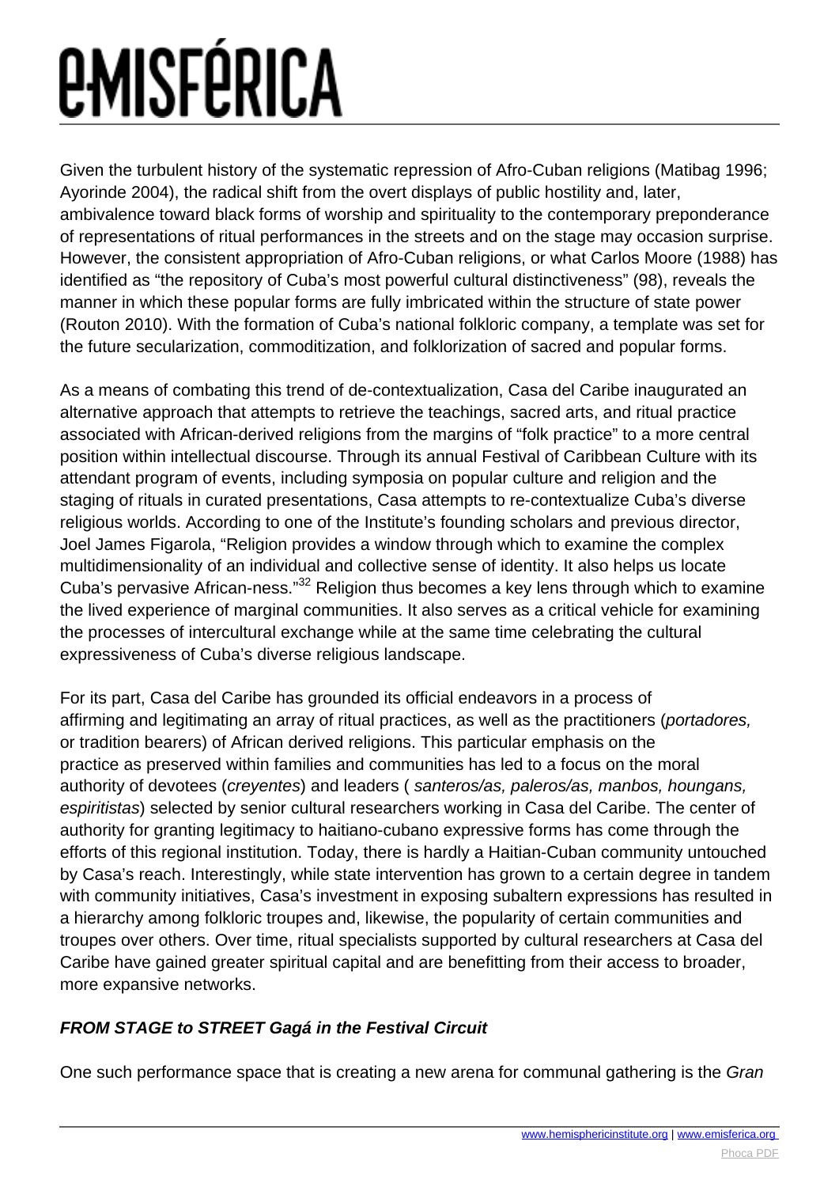Given the turbulent history of the systematic repression of Afro-Cuban religions (Matibag 1996; Ayorinde 2004), the radical shift from the overt displays of public hostility and, later, ambivalence toward black forms of worship and spirituality to the contemporary preponderance of representations of ritual performances in the streets and on the stage may occasion surprise. However, the consistent appropriation of Afro-Cuban religions, or what Carlos Moore (1988) has identified as "the repository of Cuba's most powerful cultural distinctiveness" (98), reveals the manner in which these popular forms are fully imbricated within the structure of state power (Routon 2010). With the formation of Cuba's national folkloric company, a template was set for the future secularization, commoditization, and folklorization of sacred and popular forms.

As a means of combating this trend of de-contextualization, Casa del Caribe inaugurated an alternative approach that attempts to retrieve the teachings, sacred arts, and ritual practice associated with African-derived religions from the margins of "folk practice" to a more central position within intellectual discourse. Through its annual Festival of Caribbean Culture with its attendant program of events, including symposia on popular culture and religion and the staging of rituals in curated presentations, Casa attempts to re-contextualize Cuba's diverse religious worlds. According to one of the Institute's founding scholars and previous director, Joel James Figarola, "Religion provides a window through which to examine the complex multidimensionality of an individual and collective sense of identity. It also helps us locate Cuba's pervasive African-ness."[32] Religion thus becomes a key lens through which to examine the lived experience of marginal communities. It also serves as a critical vehicle for examining the processes of intercultural exchange while at the same time celebrating the cultural expressiveness of Cuba's diverse religious landscape.

For its part, Casa del Caribe has grounded its official endeavors in a process of affirming and legitimating an array of ritual practices, as well as the practitioners (*portadores,* or tradition bearers) of African derived religions. This particular emphasis on the practice as preserved within families and communities has led to a focus on the moral authority of devotees (*creyentes*) and leaders ( *santeros/as, paleros/as, manbos, houngans, espiritistas*) selected by senior cultural researchers working in Casa del Caribe. The center of authority for granting legitimacy to haitiano-cubano expressive forms has come through the efforts of this regional institution. Today, there is hardly a Haitian-Cuban community untouched by Casa's reach. Interestingly, while state intervention has grown to a certain degree in tandem with community initiatives, Casa's investment in exposing subaltern expressions has resulted in a hierarchy among folkloric troupes and, likewise, the popularity of certain communities and troupes over others. Over time, ritual specialists supported by cultural researchers at Casa del Caribe have gained greater spiritual capital and are benefitting from their access to broader, more expansive networks.

### ***FROM STAGE to STREET Gagá in the Festival Circuit***

One such performance space that is creating a new arena for communal gathering is the *Gran*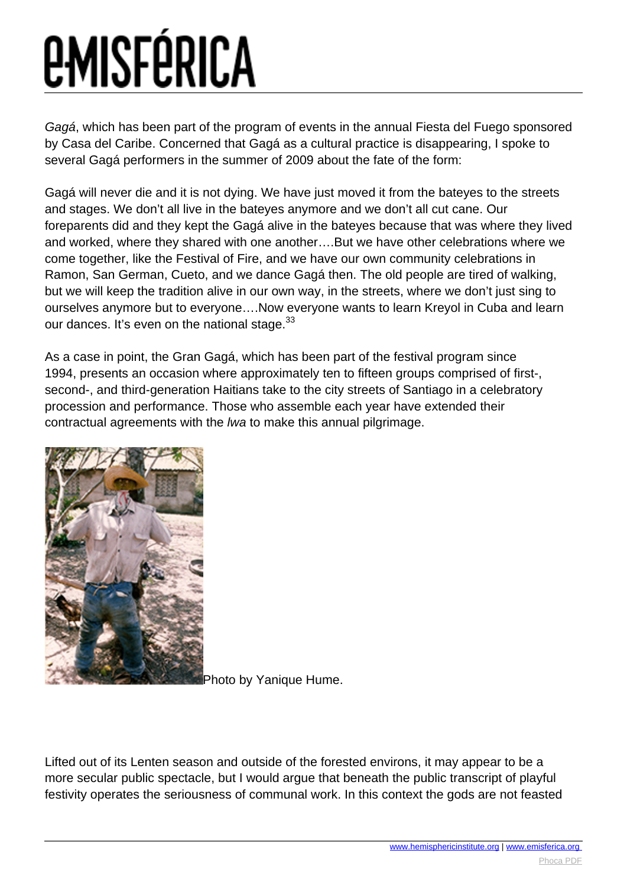*Gagá*, which has been part of the program of events in the annual Fiesta del Fuego sponsored by Casa del Caribe. Concerned that Gagá as a cultural practice is disappearing, I spoke to several Gagá performers in the summer of 2009 about the fate of the form:

Gagá will never die and it is not dying. We have just moved it from the bateyes to the streets and stages. We don't all live in the bateyes anymore and we don't all cut cane. Our foreparents did and they kept the Gagá alive in the bateyes because that was where they lived and worked, where they shared with one another….But we have other celebrations where we come together, like the Festival of Fire, and we have our own community celebrations in Ramon, San German, Cueto, and we dance Gagá then. The old people are tired of walking, but we will keep the tradition alive in our own way, in the streets, where we don't just sing to ourselves anymore but to everyone….Now everyone wants to learn Kreyol in Cuba and learn our dances. It's even on the national stage.[33]

As a case in point, the Gran Gagá, which has been part of the festival program since 1994, presents an occasion where approximately ten to fifteen groups comprised of first-, second-, and third-generation Haitians take to the city streets of Santiago in a celebratory procession and performance. Those who assemble each year have extended their contractual agreements with the *lwa* to make this annual pilgrimage.

Photo by Yanique Hume.

Lifted out of its Lenten season and outside of the forested environs, it may appear to be a more secular public spectacle, but I would argue that beneath the public transcript of playful festivity operates the seriousness of communal work. In this context the gods are not feasted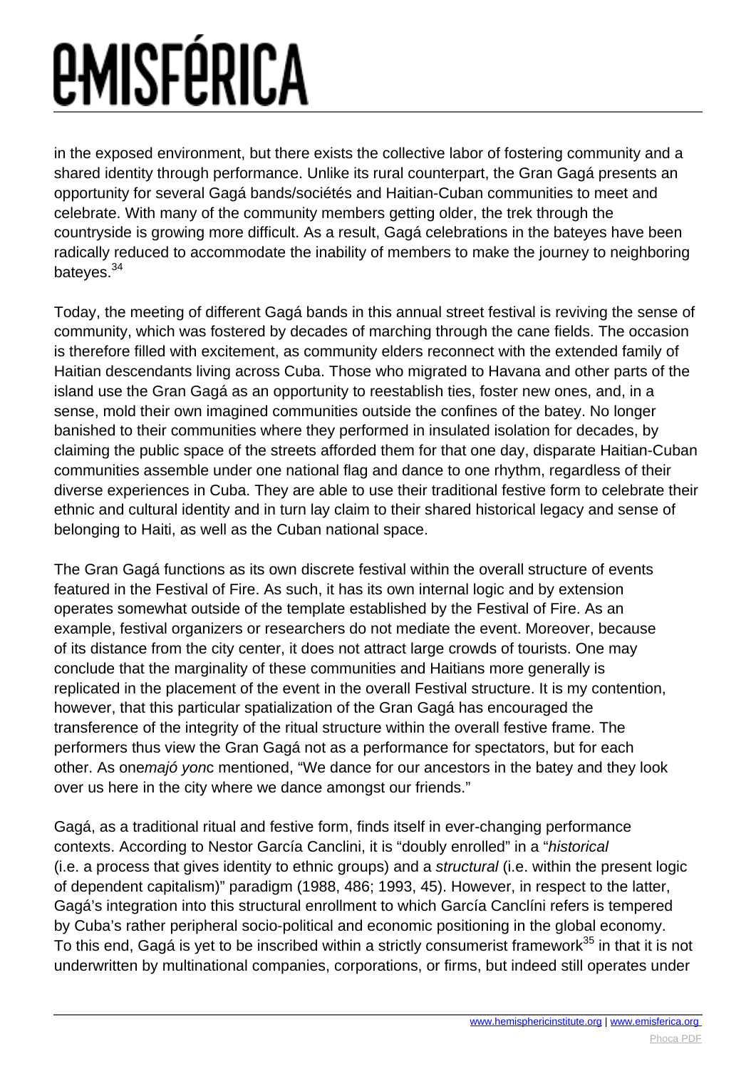in the exposed environment, but there exists the collective labor of fostering community and a shared identity through performance. Unlike its rural counterpart, the Gran Gagá presents an opportunity for several Gagá bands/sociétés and Haitian-Cuban communities to meet and celebrate. With many of the community members getting older, the trek through the countryside is growing more difficult. As a result, Gagá celebrations in the bateyes have been radically reduced to accommodate the inability of members to make the journey to neighboring bateyes.[34]

Today, the meeting of different Gagá bands in this annual street festival is reviving the sense of community, which was fostered by decades of marching through the cane fields. The occasion is therefore filled with excitement, as community elders reconnect with the extended family of Haitian descendants living across Cuba. Those who migrated to Havana and other parts of the island use the Gran Gagá as an opportunity to reestablish ties, foster new ones, and, in a sense, mold their own imagined communities outside the confines of the batey. No longer banished to their communities where they performed in insulated isolation for decades, by claiming the public space of the streets afforded them for that one day, disparate Haitian-Cuban communities assemble under one national flag and dance to one rhythm, regardless of their diverse experiences in Cuba. They are able to use their traditional festive form to celebrate their ethnic and cultural identity and in turn lay claim to their shared historical legacy and sense of belonging to Haiti, as well as the Cuban national space.

The Gran Gagá functions as its own discrete festival within the overall structure of events featured in the Festival of Fire. As such, it has its own internal logic and by extension operates somewhat outside of the template established by the Festival of Fire. As an example, festival organizers or researchers do not mediate the event. Moreover, because of its distance from the city center, it does not attract large crowds of tourists. One may conclude that the marginality of these communities and Haitians more generally is replicated in the placement of the event in the overall Festival structure. It is my contention, however, that this particular spatialization of the Gran Gagá has encouraged the transference of the integrity of the ritual structure within the overall festive frame. The performers thus view the Gran Gagá not as a performance for spectators, but for each other. As one *majó yon*c mentioned, "We dance for our ancestors in the batey and they look over us here in the city where we dance amongst our friends."

Gagá, as a traditional ritual and festive form, finds itself in ever-changing performance contexts. According to Nestor García Canclini, it is "doubly enrolled" in a "*historical* (i.e. a process that gives identity to ethnic groups) and a *structural* (i.e. within the present logic of dependent capitalism)" paradigm (1988, 486; 1993, 45). However, in respect to the latter, Gagá's integration into this structural enrollment to which García Canclíni refers is tempered by Cuba's rather peripheral socio-political and economic positioning in the global economy. To this end, Gagá is yet to be inscribed within a strictly consumerist framework[35] in that it is not underwritten by multinational companies, corporations, or firms, but indeed still operates under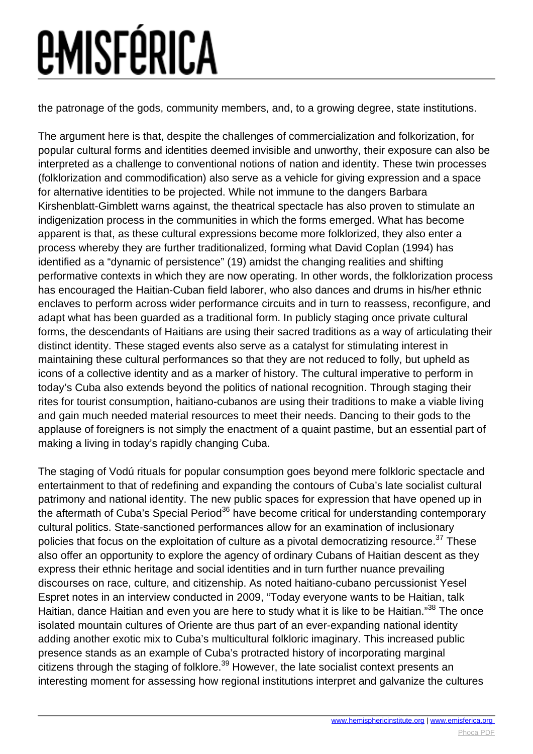the patronage of the gods, community members, and, to a growing degree, state institutions.

The argument here is that, despite the challenges of commercialization and folkorization, for popular cultural forms and identities deemed invisible and unworthy, their exposure can also be interpreted as a challenge to conventional notions of nation and identity. These twin processes (folklorization and commodification) also serve as a vehicle for giving expression and a space for alternative identities to be projected. While not immune to the dangers Barbara Kirshenblatt-Gimblett warns against, the theatrical spectacle has also proven to stimulate an indigenization process in the communities in which the forms emerged. What has become apparent is that, as these cultural expressions become more folklorized, they also enter a process whereby they are further traditionalized, forming what David Coplan (1994) has identified as a "dynamic of persistence" (19) amidst the changing realities and shifting performative contexts in which they are now operating. In other words, the folklorization process has encouraged the Haitian-Cuban field laborer, who also dances and drums in his/her ethnic enclaves to perform across wider performance circuits and in turn to reassess, reconfigure, and adapt what has been guarded as a traditional form. In publicly staging once private cultural forms, the descendants of Haitians are using their sacred traditions as a way of articulating their distinct identity. These staged events also serve as a catalyst for stimulating interest in maintaining these cultural performances so that they are not reduced to folly, but upheld as icons of a collective identity and as a marker of history. The cultural imperative to perform in today's Cuba also extends beyond the politics of national recognition. Through staging their rites for tourist consumption, haitiano-cubanos are using their traditions to make a viable living and gain much needed material resources to meet their needs. Dancing to their gods to the applause of foreigners is not simply the enactment of a quaint pastime, but an essential part of making a living in today's rapidly changing Cuba.

The staging of Vodú rituals for popular consumption goes beyond mere folkloric spectacle and entertainment to that of redefining and expanding the contours of Cuba's late socialist cultural patrimony and national identity. The new public spaces for expression that have opened up in the aftermath of Cuba's Special Period[36] have become critical for understanding contemporary cultural politics. State-sanctioned performances allow for an examination of inclusionary policies that focus on the exploitation of culture as a pivotal democratizing resource.[37] These also offer an opportunity to explore the agency of ordinary Cubans of Haitian descent as they express their ethnic heritage and social identities and in turn further nuance prevailing discourses on race, culture, and citizenship. As noted haitiano-cubano percussionist Yesel Espret notes in an interview conducted in 2009, "Today everyone wants to be Haitian, talk Haitian, dance Haitian and even you are here to study what it is like to be Haitian."[38] The once isolated mountain cultures of Oriente are thus part of an ever-expanding national identity adding another exotic mix to Cuba's multicultural folkloric imaginary. This increased public presence stands as an example of Cuba's protracted history of incorporating marginal citizens through the staging of folklore.[39] However, the late socialist context presents an interesting moment for assessing how regional institutions interpret and galvanize the cultures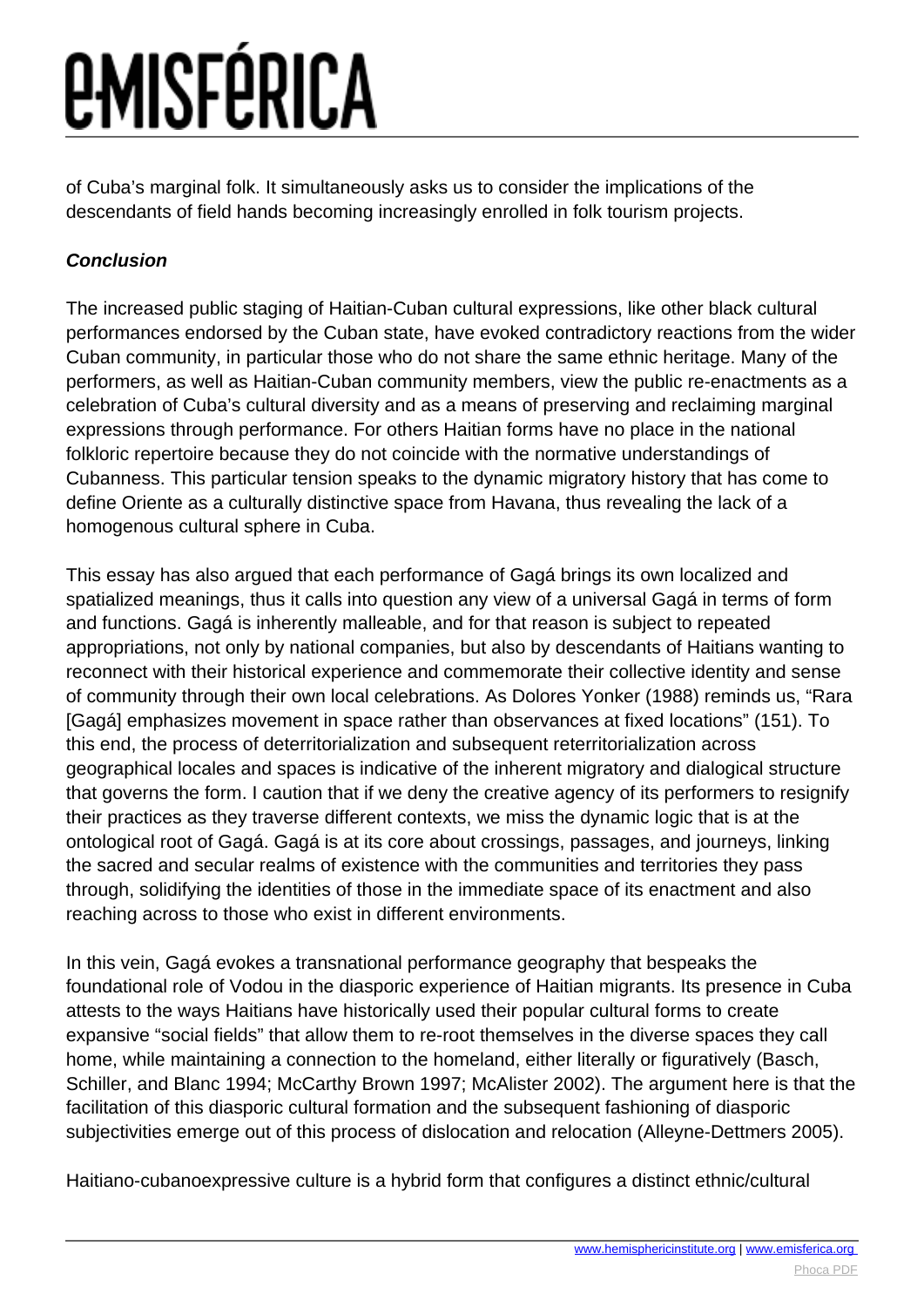of Cuba's marginal folk. It simultaneously asks us to consider the implications of the descendants of field hands becoming increasingly enrolled in folk tourism projects.

***Conclusion***

The increased public staging of Haitian-Cuban cultural expressions, like other black cultural performances endorsed by the Cuban state, have evoked contradictory reactions from the wider Cuban community, in particular those who do not share the same ethnic heritage. Many of the performers, as well as Haitian-Cuban community members, view the public re-enactments as a celebration of Cuba's cultural diversity and as a means of preserving and reclaiming marginal expressions through performance. For others Haitian forms have no place in the national folkloric repertoire because they do not coincide with the normative understandings of Cubanness. This particular tension speaks to the dynamic migratory history that has come to define Oriente as a culturally distinctive space from Havana, thus revealing the lack of a homogenous cultural sphere in Cuba.

This essay has also argued that each performance of Gagá brings its own localized and spatialized meanings, thus it calls into question any view of a universal Gagá in terms of form and functions. Gagá is inherently malleable, and for that reason is subject to repeated appropriations, not only by national companies, but also by descendants of Haitians wanting to reconnect with their historical experience and commemorate their collective identity and sense of community through their own local celebrations. As Dolores Yonker (1988) reminds us, "Rara [Gagá] emphasizes movement in space rather than observances at fixed locations" (151). To this end, the process of deterritorialization and subsequent reterritorialization across geographical locales and spaces is indicative of the inherent migratory and dialogical structure that governs the form. I caution that if we deny the creative agency of its performers to resignify their practices as they traverse different contexts, we miss the dynamic logic that is at the ontological root of Gagá. Gagá is at its core about crossings, passages, and journeys, linking the sacred and secular realms of existence with the communities and territories they pass through, solidifying the identities of those in the immediate space of its enactment and also reaching across to those who exist in different environments.

In this vein, Gagá evokes a transnational performance geography that bespeaks the foundational role of Vodou in the diasporic experience of Haitian migrants. Its presence in Cuba attests to the ways Haitians have historically used their popular cultural forms to create expansive "social fields" that allow them to re-root themselves in the diverse spaces they call home, while maintaining a connection to the homeland, either literally or figuratively (Basch, Schiller, and Blanc 1994; McCarthy Brown 1997; McAlister 2002). The argument here is that the facilitation of this diasporic cultural formation and the subsequent fashioning of diasporic subjectivities emerge out of this process of dislocation and relocation (Alleyne-Dettmers 2005).

Haitiano-cubanoexpressive culture is a hybrid form that configures a distinct ethnic/cultural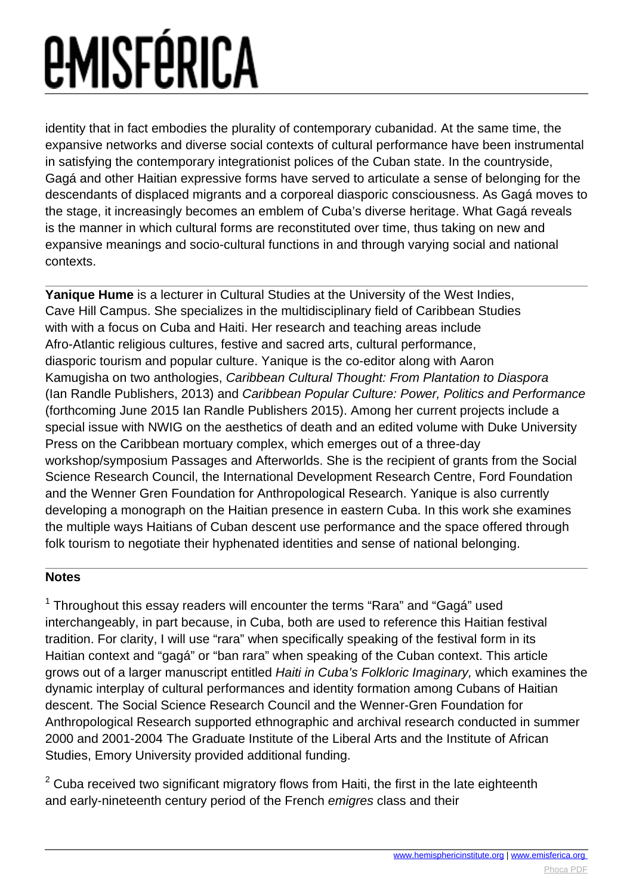identity that in fact embodies the plurality of contemporary cubanidad. At the same time, the expansive networks and diverse social contexts of cultural performance have been instrumental in satisfying the contemporary integrationist polices of the Cuban state. In the countryside, Gagá and other Haitian expressive forms have served to articulate a sense of belonging for the descendants of displaced migrants and a corporeal diasporic consciousness. As Gagá moves to the stage, it increasingly becomes an emblem of Cuba's diverse heritage. What Gagá reveals is the manner in which cultural forms are reconstituted over time, thus taking on new and expansive meanings and socio-cultural functions in and through varying social and national contexts.

---

**Yanique Hume** is a lecturer in Cultural Studies at the University of the West Indies, Cave Hill Campus. She specializes in the multidisciplinary field of Caribbean Studies with with a focus on Cuba and Haiti. Her research and teaching areas include Afro-Atlantic religious cultures, festive and sacred arts, cultural performance, diasporic tourism and popular culture. Yanique is the co-editor along with Aaron Kamugisha on two anthologies, *Caribbean Cultural Thought: From Plantation to Diaspora* (Ian Randle Publishers, 2013) and *Caribbean Popular Culture: Power, Politics and Performance* (forthcoming June 2015 Ian Randle Publishers 2015). Among her current projects include a special issue with NWIG on the aesthetics of death and an edited volume with Duke University Press on the Caribbean mortuary complex, which emerges out of a three-day workshop/symposium Passages and Afterworlds. She is the recipient of grants from the Social Science Research Council, the International Development Research Centre, Ford Foundation and the Wenner Gren Foundation for Anthropological Research. Yanique is also currently developing a monograph on the Haitian presence in eastern Cuba. In this work she examines the multiple ways Haitians of Cuban descent use performance and the space offered through folk tourism to negotiate their hyphenated identities and sense of national belonging.

---

**Notes**

[1] Throughout this essay readers will encounter the terms "Rara" and "Gagá" used interchangeably, in part because, in Cuba, both are used to reference this Haitian festival tradition. For clarity, I will use "rara" when specifically speaking of the festival form in its Haitian context and "gagá" or "ban rara" when speaking of the Cuban context. This article grows out of a larger manuscript entitled *Haiti in Cuba's Folkloric Imaginary,* which examines the dynamic interplay of cultural performances and identity formation among Cubans of Haitian descent. The Social Science Research Council and the Wenner-Gren Foundation for Anthropological Research supported ethnographic and archival research conducted in summer 2000 and 2001-2004 The Graduate Institute of the Liberal Arts and the Institute of African Studies, Emory University provided additional funding.

[2] Cuba received two significant migratory flows from Haiti, the first in the late eighteenth and early-nineteenth century period of the French *emigres* class and their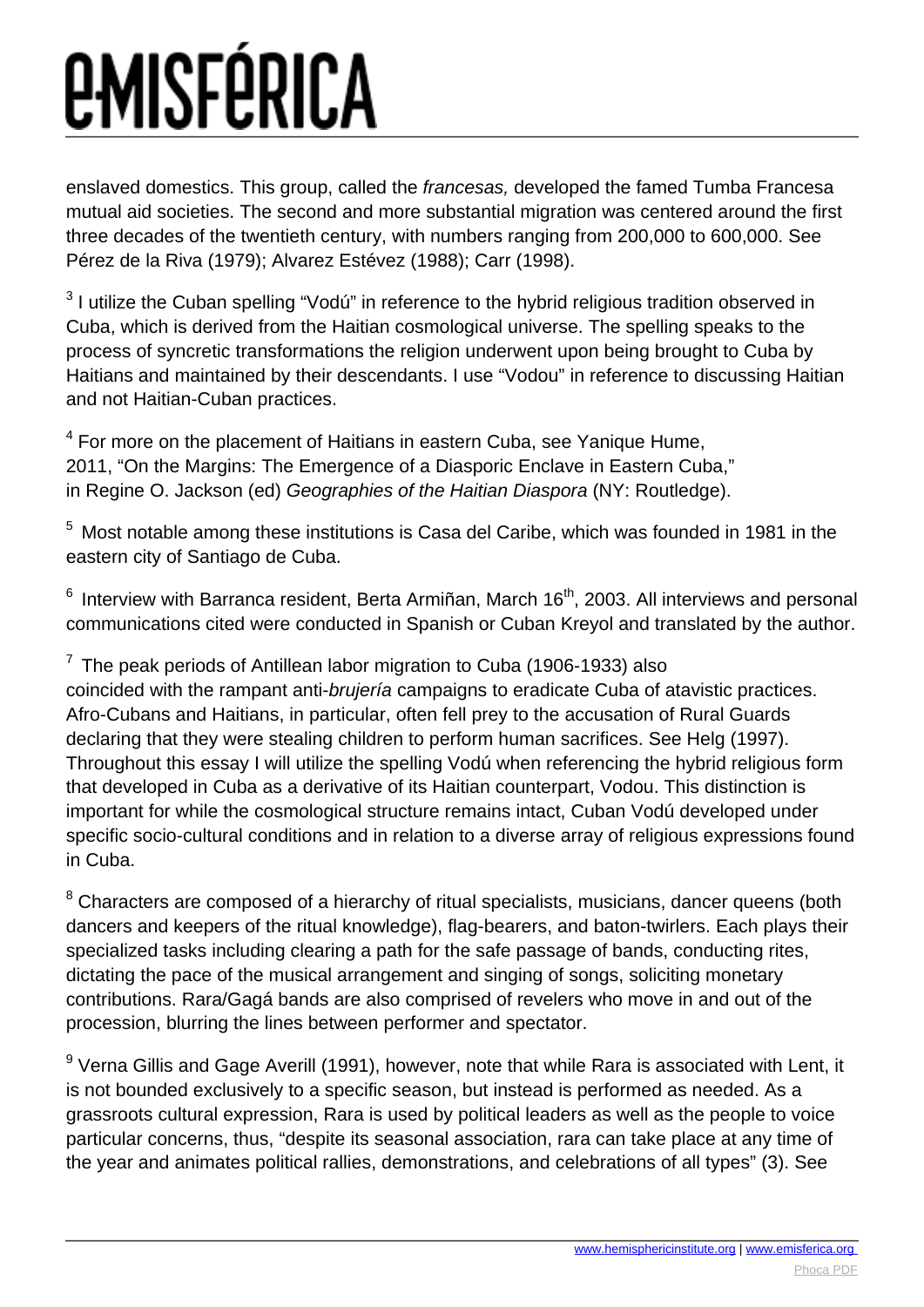enslaved domestics. This group, called the *francesas,* developed the famed Tumba Francesa mutual aid societies. The second and more substantial migration was centered around the first three decades of the twentieth century, with numbers ranging from 200,000 to 600,000. See Pérez de la Riva (1979); Alvarez Estévez (1988); Carr (1998).

[3] I utilize the Cuban spelling "Vodú" in reference to the hybrid religious tradition observed in Cuba, which is derived from the Haitian cosmological universe. The spelling speaks to the process of syncretic transformations the religion underwent upon being brought to Cuba by Haitians and maintained by their descendants. I use "Vodou" in reference to discussing Haitian and not Haitian-Cuban practices.

[4] For more on the placement of Haitians in eastern Cuba, see Yanique Hume, 2011, "On the Margins: The Emergence of a Diasporic Enclave in Eastern Cuba," in Regine O. Jackson (ed) *Geographies of the Haitian Diaspora* (NY: Routledge).

[5] Most notable among these institutions is Casa del Caribe, which was founded in 1981 in the eastern city of Santiago de Cuba.

[6] Interview with Barranca resident, Berta Armiñan, March 16th, 2003. All interviews and personal communications cited were conducted in Spanish or Cuban Kreyol and translated by the author.

[7] The peak periods of Antillean labor migration to Cuba (1906-1933) also coincided with the rampant anti-*brujería* campaigns to eradicate Cuba of atavistic practices. Afro-Cubans and Haitians, in particular, often fell prey to the accusation of Rural Guards declaring that they were stealing children to perform human sacrifices. See Helg (1997). Throughout this essay I will utilize the spelling Vodú when referencing the hybrid religious form that developed in Cuba as a derivative of its Haitian counterpart, Vodou. This distinction is important for while the cosmological structure remains intact, Cuban Vodú developed under specific socio-cultural conditions and in relation to a diverse array of religious expressions found in Cuba.

[8] Characters are composed of a hierarchy of ritual specialists, musicians, dancer queens (both dancers and keepers of the ritual knowledge), flag-bearers, and baton-twirlers. Each plays their specialized tasks including clearing a path for the safe passage of bands, conducting rites, dictating the pace of the musical arrangement and singing of songs, soliciting monetary contributions. Rara/Gagá bands are also comprised of revelers who move in and out of the procession, blurring the lines between performer and spectator.

[9] Verna Gillis and Gage Averill (1991), however, note that while Rara is associated with Lent, it is not bounded exclusively to a specific season, but instead is performed as needed. As a grassroots cultural expression, Rara is used by political leaders as well as the people to voice particular concerns, thus, "despite its seasonal association, rara can take place at any time of the year and animates political rallies, demonstrations, and celebrations of all types" (3). See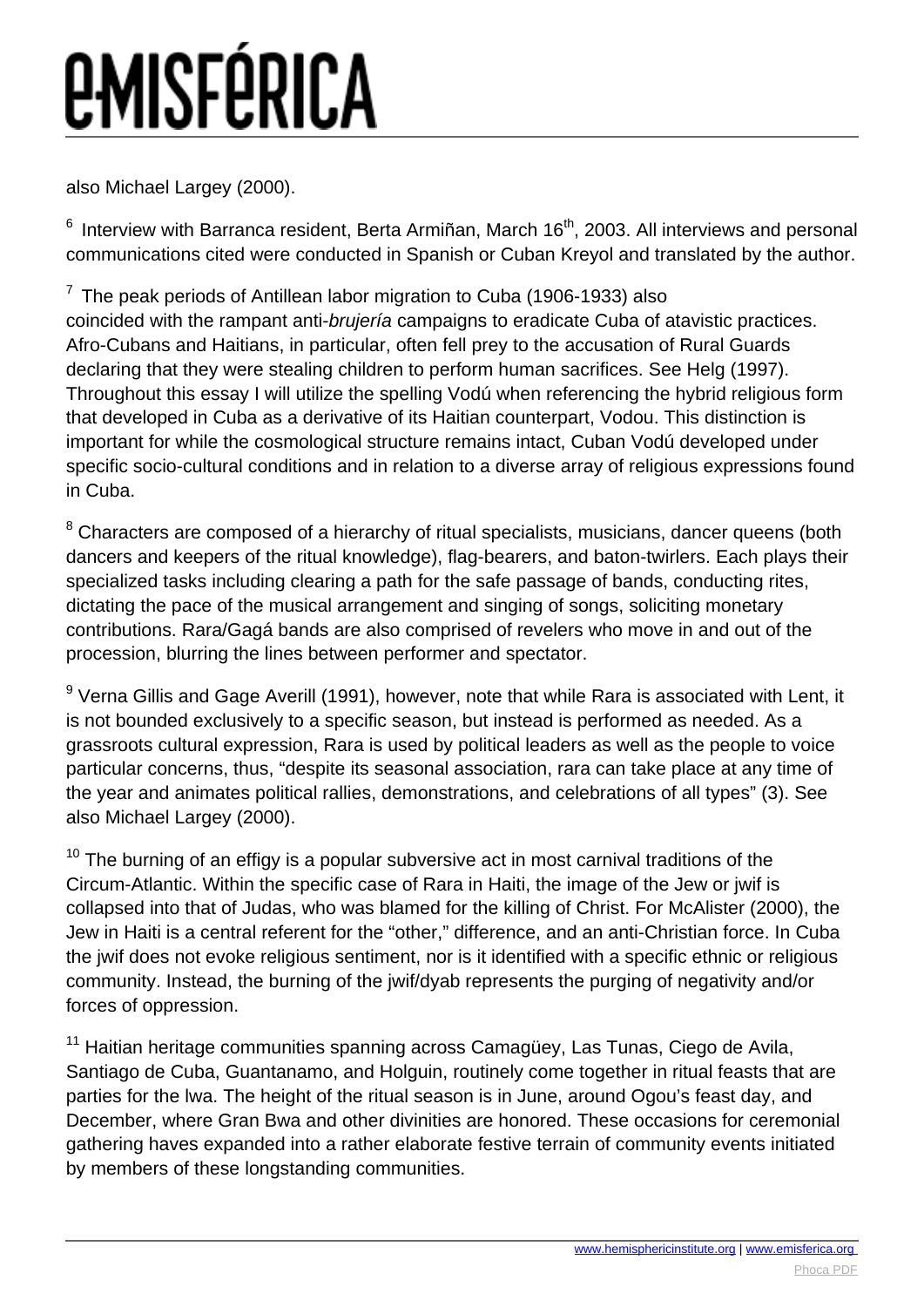also Michael Largey (2000).

[6] Interview with Barranca resident, Berta Armiñan, March 16th, 2003. All interviews and personal communications cited were conducted in Spanish or Cuban Kreyol and translated by the author.

[7] The peak periods of Antillean labor migration to Cuba (1906-1933) also coincided with the rampant anti-*brujería* campaigns to eradicate Cuba of atavistic practices. Afro-Cubans and Haitians, in particular, often fell prey to the accusation of Rural Guards declaring that they were stealing children to perform human sacrifices. See Helg (1997). Throughout this essay I will utilize the spelling Vodú when referencing the hybrid religious form that developed in Cuba as a derivative of its Haitian counterpart, Vodou. This distinction is important for while the cosmological structure remains intact, Cuban Vodú developed under specific socio-cultural conditions and in relation to a diverse array of religious expressions found in Cuba.

[8] Characters are composed of a hierarchy of ritual specialists, musicians, dancer queens (both dancers and keepers of the ritual knowledge), flag-bearers, and baton-twirlers. Each plays their specialized tasks including clearing a path for the safe passage of bands, conducting rites, dictating the pace of the musical arrangement and singing of songs, soliciting monetary contributions. Rara/Gagá bands are also comprised of revelers who move in and out of the procession, blurring the lines between performer and spectator.

[9] Verna Gillis and Gage Averill (1991), however, note that while Rara is associated with Lent, it is not bounded exclusively to a specific season, but instead is performed as needed. As a grassroots cultural expression, Rara is used by political leaders as well as the people to voice particular concerns, thus, "despite its seasonal association, rara can take place at any time of the year and animates political rallies, demonstrations, and celebrations of all types" (3). See also Michael Largey (2000).

[10] The burning of an effigy is a popular subversive act in most carnival traditions of the Circum-Atlantic. Within the specific case of Rara in Haiti, the image of the Jew or jwif is collapsed into that of Judas, who was blamed for the killing of Christ. For McAlister (2000), the Jew in Haiti is a central referent for the "other," difference, and an anti-Christian force. In Cuba the jwif does not evoke religious sentiment, nor is it identified with a specific ethnic or religious community. Instead, the burning of the jwif/dyab represents the purging of negativity and/or forces of oppression.

[11] Haitian heritage communities spanning across Camagüey, Las Tunas, Ciego de Avila, Santiago de Cuba, Guantanamo, and Holguin, routinely come together in ritual feasts that are parties for the lwa. The height of the ritual season is in June, around Ogou's feast day, and December, where Gran Bwa and other divinities are honored. These occasions for ceremonial gathering haves expanded into a rather elaborate festive terrain of community events initiated by members of these longstanding communities.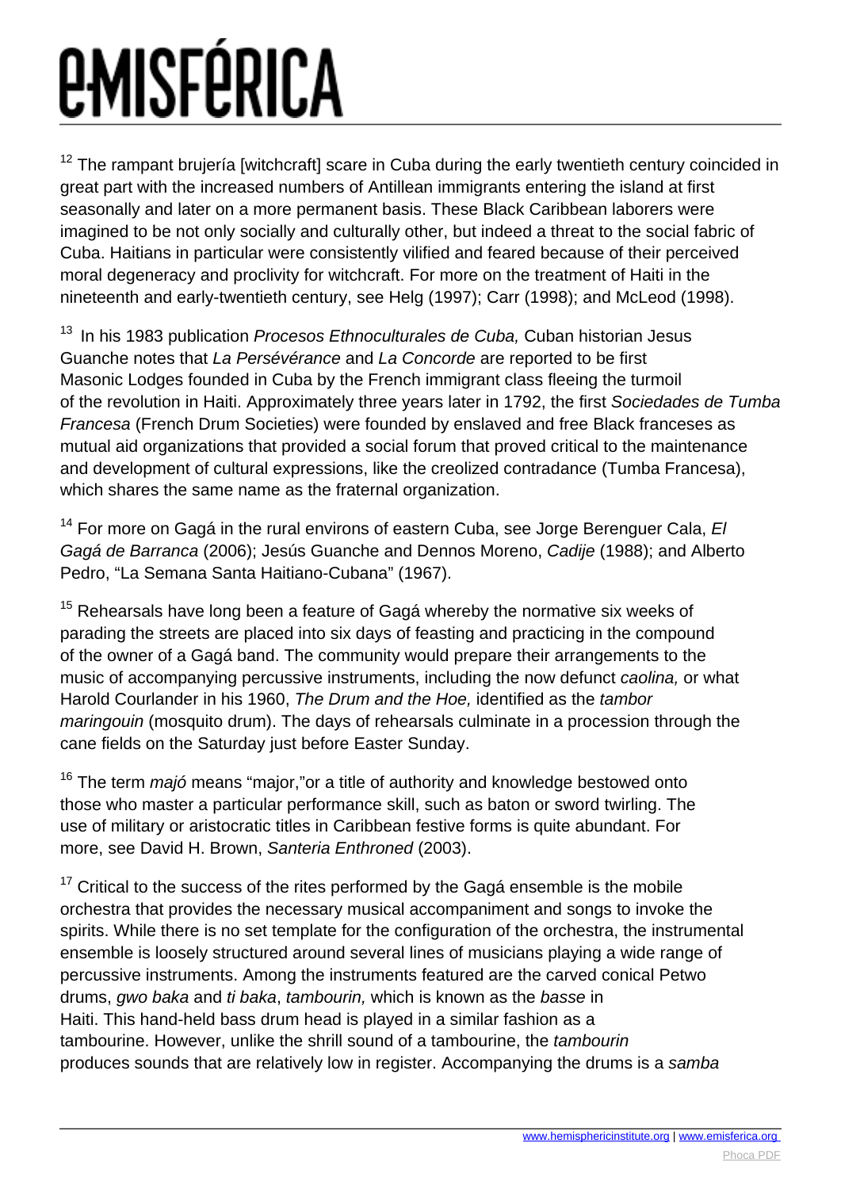[12] The rampant brujería [witchcraft] scare in Cuba during the early twentieth century coincided in great part with the increased numbers of Antillean immigrants entering the island at first seasonally and later on a more permanent basis. These Black Caribbean laborers were imagined to be not only socially and culturally other, but indeed a threat to the social fabric of Cuba. Haitians in particular were consistently vilified and feared because of their perceived moral degeneracy and proclivity for witchcraft. For more on the treatment of Haiti in the nineteenth and early-twentieth century, see Helg (1997); Carr (1998); and McLeod (1998).

[13] In his 1983 publication *Procesos Ethnoculturales de Cuba,* Cuban historian Jesus Guanche notes that *La Persévérance* and *La Concorde* are reported to be first Masonic Lodges founded in Cuba by the French immigrant class fleeing the turmoil of the revolution in Haiti. Approximately three years later in 1792, the first *Sociedades de Tumba Francesa* (French Drum Societies) were founded by enslaved and free Black franceses as mutual aid organizations that provided a social forum that proved critical to the maintenance and development of cultural expressions, like the creolized contradance (Tumba Francesa), which shares the same name as the fraternal organization.

[14] For more on Gagá in the rural environs of eastern Cuba, see Jorge Berenguer Cala, *El Gagá de Barranca* (2006); Jesús Guanche and Dennos Moreno, *Cadije* (1988); and Alberto Pedro, "La Semana Santa Haitiano-Cubana" (1967).

[15] Rehearsals have long been a feature of Gagá whereby the normative six weeks of parading the streets are placed into six days of feasting and practicing in the compound of the owner of a Gagá band. The community would prepare their arrangements to the music of accompanying percussive instruments, including the now defunct *caolina,* or what Harold Courlander in his 1960, *The Drum and the Hoe,* identified as the *tambor maringouin* (mosquito drum). The days of rehearsals culminate in a procession through the cane fields on the Saturday just before Easter Sunday.

[16] The term *majó* means "major,"or a title of authority and knowledge bestowed onto those who master a particular performance skill, such as baton or sword twirling. The use of military or aristocratic titles in Caribbean festive forms is quite abundant. For more, see David H. Brown, *Santeria Enthroned* (2003).

[17] Critical to the success of the rites performed by the Gagá ensemble is the mobile orchestra that provides the necessary musical accompaniment and songs to invoke the spirits. While there is no set template for the configuration of the orchestra, the instrumental ensemble is loosely structured around several lines of musicians playing a wide range of percussive instruments. Among the instruments featured are the carved conical Petwo drums, *gwo baka* and *ti baka*, *tambourin,* which is known as the *basse* in Haiti. This hand-held bass drum head is played in a similar fashion as a tambourine. However, unlike the shrill sound of a tambourine, the *tambourin* produces sounds that are relatively low in register. Accompanying the drums is a *samba*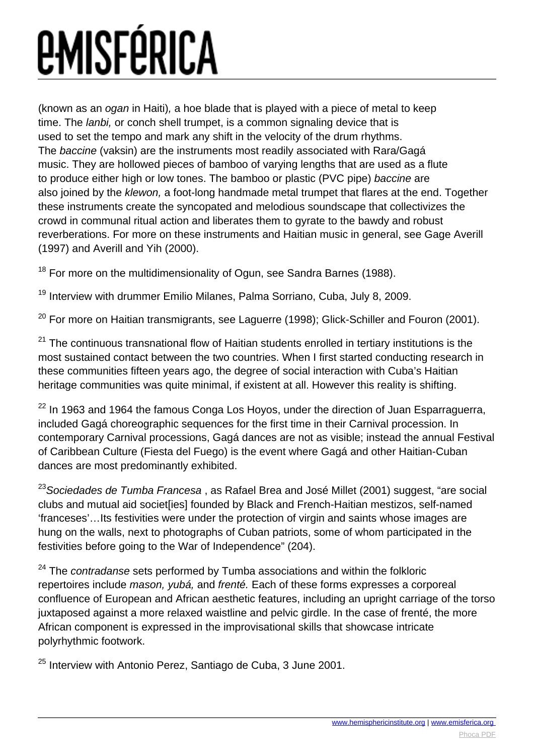(known as an *ogan* in Haiti), a hoe blade that is played with a piece of metal to keep time. The *lanbi,* or conch shell trumpet, is a common signaling device that is used to set the tempo and mark any shift in the velocity of the drum rhythms. The *baccine* (vaksin) are the instruments most readily associated with Rara/Gagá music. They are hollowed pieces of bamboo of varying lengths that are used as a flute to produce either high or low tones. The bamboo or plastic (PVC pipe) *baccine* are also joined by the *klewon,* a foot-long handmade metal trumpet that flares at the end. Together these instruments create the syncopated and melodious soundscape that collectivizes the crowd in communal ritual action and liberates them to gyrate to the bawdy and robust reverberations. For more on these instruments and Haitian music in general, see Gage Averill (1997) and Averill and Yih (2000).

[18] For more on the multidimensionality of Ogun, see Sandra Barnes (1988).

[19] Interview with drummer Emilio Milanes, Palma Sorriano, Cuba, July 8, 2009.

[20] For more on Haitian transmigrants, see Laguerre (1998); Glick-Schiller and Fouron (2001).

[21] The continuous transnational flow of Haitian students enrolled in tertiary institutions is the most sustained contact between the two countries. When I first started conducting research in these communities fifteen years ago, the degree of social interaction with Cuba's Haitian heritage communities was quite minimal, if existent at all. However this reality is shifting.

[22] In 1963 and 1964 the famous Conga Los Hoyos, under the direction of Juan Esparraguerra, included Gagá choreographic sequences for the first time in their Carnival procession. In contemporary Carnival processions, Gagá dances are not as visible; instead the annual Festival of Caribbean Culture (Fiesta del Fuego) is the event where Gagá and other Haitian-Cuban dances are most predominantly exhibited.

[23] *Sociedades de Tumba Francesa* , as Rafael Brea and José Millet (2001) suggest, "are social clubs and mutual aid societ[ies] founded by Black and French-Haitian mestizos, self-named 'franceses'…Its festivities were under the protection of virgin and saints whose images are hung on the walls, next to photographs of Cuban patriots, some of whom participated in the festivities before going to the War of Independence" (204).

[24] The *contradanse* sets performed by Tumba associations and within the folkloric repertoires include *mason, yubá,* and *frenté.* Each of these forms expresses a corporeal confluence of European and African aesthetic features, including an upright carriage of the torso juxtaposed against a more relaxed waistline and pelvic girdle. In the case of frenté, the more African component is expressed in the improvisational skills that showcase intricate polyrhythmic footwork.

[25] Interview with Antonio Perez, Santiago de Cuba, 3 June 2001.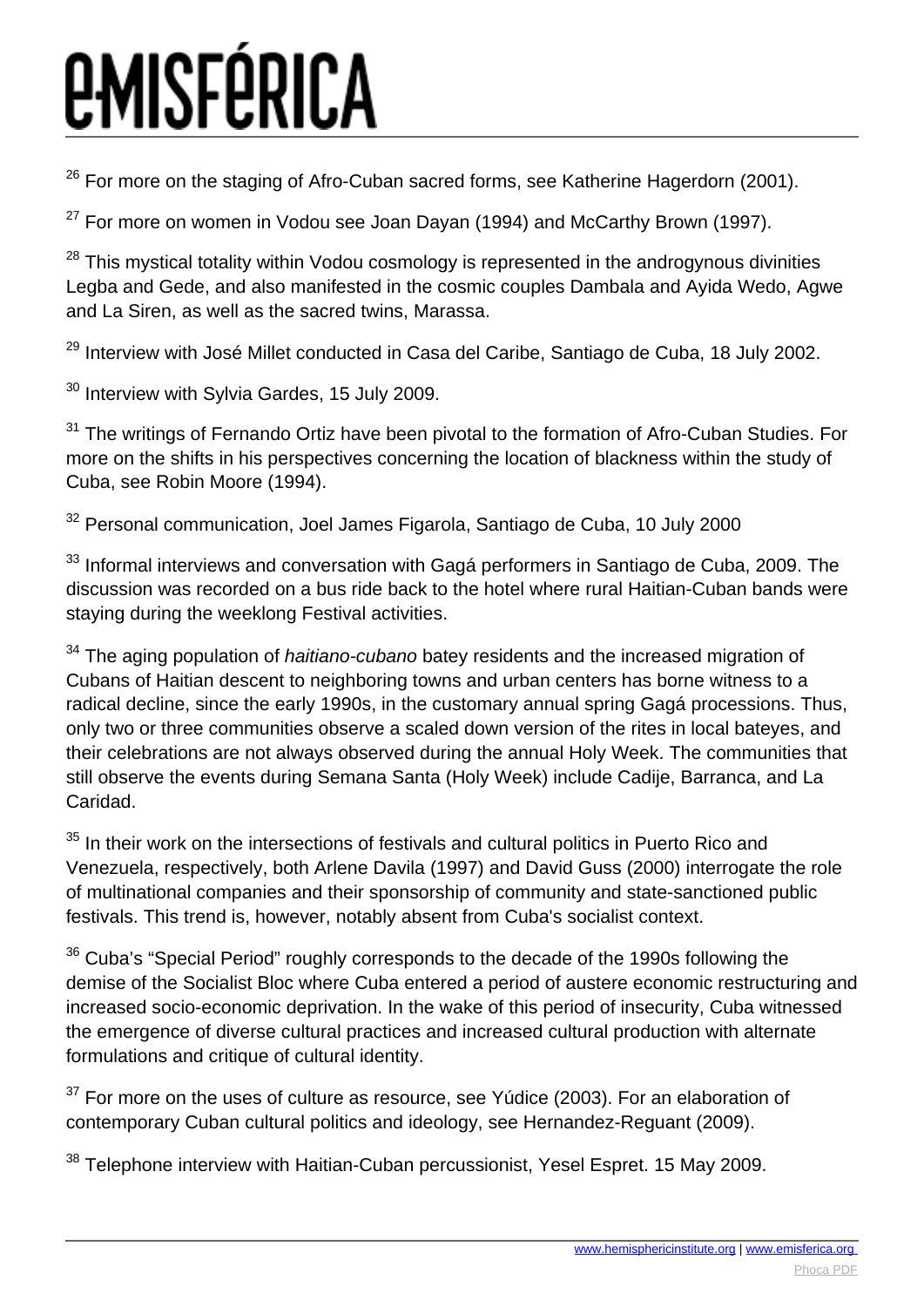[26] For more on the staging of Afro-Cuban sacred forms, see Katherine Hagerdorn (2001).

[27] For more on women in Vodou see Joan Dayan (1994) and McCarthy Brown (1997).

[28] This mystical totality within Vodou cosmology is represented in the androgynous divinities Legba and Gede, and also manifested in the cosmic couples Dambala and Ayida Wedo, Agwe and La Siren, as well as the sacred twins, Marassa.

[29] Interview with José Millet conducted in Casa del Caribe, Santiago de Cuba, 18 July 2002.

[30] Interview with Sylvia Gardes, 15 July 2009.

[31] The writings of Fernando Ortiz have been pivotal to the formation of Afro-Cuban Studies. For more on the shifts in his perspectives concerning the location of blackness within the study of Cuba, see Robin Moore (1994).

[32] Personal communication, Joel James Figarola, Santiago de Cuba, 10 July 2000

[33] Informal interviews and conversation with Gagá performers in Santiago de Cuba, 2009. The discussion was recorded on a bus ride back to the hotel where rural Haitian-Cuban bands were staying during the weeklong Festival activities.

[34] The aging population of *haitiano-cubano* batey residents and the increased migration of Cubans of Haitian descent to neighboring towns and urban centers has borne witness to a radical decline, since the early 1990s, in the customary annual spring Gagá processions. Thus, only two or three communities observe a scaled down version of the rites in local bateyes, and their celebrations are not always observed during the annual Holy Week. The communities that still observe the events during Semana Santa (Holy Week) include Cadije, Barranca, and La Caridad.

[35] In their work on the intersections of festivals and cultural politics in Puerto Rico and Venezuela, respectively, both Arlene Davila (1997) and David Guss (2000) interrogate the role of multinational companies and their sponsorship of community and state-sanctioned public festivals. This trend is, however, notably absent from Cuba's socialist context.

[36] Cuba's "Special Period" roughly corresponds to the decade of the 1990s following the demise of the Socialist Bloc where Cuba entered a period of austere economic restructuring and increased socio-economic deprivation. In the wake of this period of insecurity, Cuba witnessed the emergence of diverse cultural practices and increased cultural production with alternate formulations and critique of cultural identity.

[37] For more on the uses of culture as resource, see Yúdice (2003). For an elaboration of contemporary Cuban cultural politics and ideology, see Hernandez-Reguant (2009).

[38] Telephone interview with Haitian-Cuban percussionist, Yesel Espret. 15 May 2009.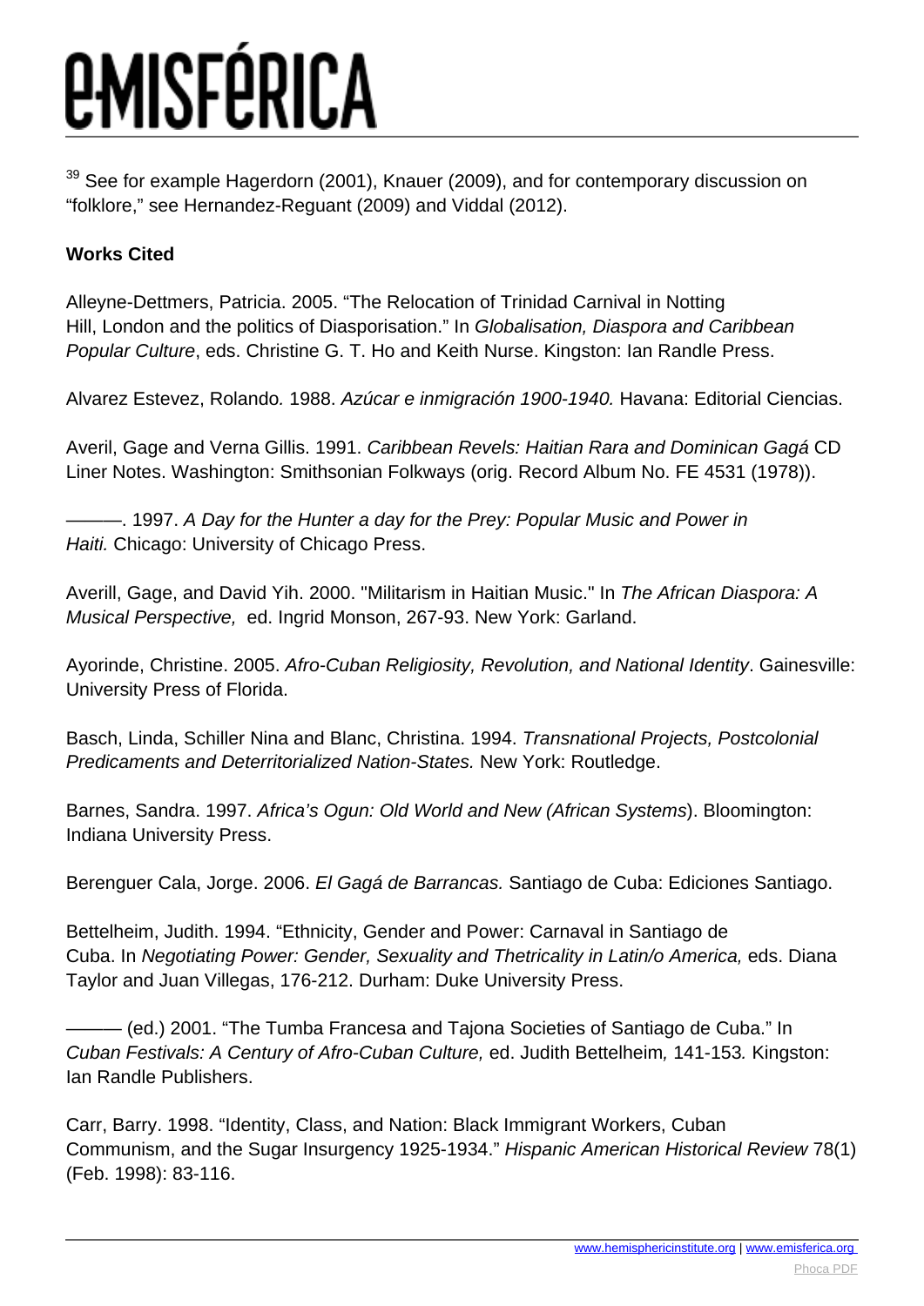[39] See for example Hagerdorn (2001), Knauer (2009), and for contemporary discussion on "folklore," see Hernandez-Reguant (2009) and Viddal (2012).

**Works Cited**

Alleyne-Dettmers, Patricia. 2005. "The Relocation of Trinidad Carnival in Notting Hill, London and the politics of Diasporisation." In *Globalisation, Diaspora and Caribbean Popular Culture*, eds. Christine G. T. Ho and Keith Nurse. Kingston: Ian Randle Press.

Alvarez Estevez, Rolando. 1988. *Azúcar e inmigración 1900-1940.* Havana: Editorial Ciencias.

Averil, Gage and Verna Gillis. 1991. *Caribbean Revels: Haitian Rara and Dominican Gagá* CD Liner Notes. Washington: Smithsonian Folkways (orig. Record Album No. FE 4531 (1978)).

———. 1997. *A Day for the Hunter a day for the Prey: Popular Music and Power in Haiti.* Chicago: University of Chicago Press.

Averill, Gage, and David Yih. 2000. "Militarism in Haitian Music." In *The African Diaspora: A Musical Perspective,* ed. Ingrid Monson, 267-93. New York: Garland.

Ayorinde, Christine. 2005. *Afro-Cuban Religiosity, Revolution, and National Identity*. Gainesville: University Press of Florida.

Basch, Linda, Schiller Nina and Blanc, Christina. 1994. *Transnational Projects, Postcolonial Predicaments and Deterritorialized Nation-States.* New York: Routledge.

Barnes, Sandra. 1997. *Africa's Ogun: Old World and New (African Systems*). Bloomington: Indiana University Press.

Berenguer Cala, Jorge. 2006. *El Gagá de Barrancas.* Santiago de Cuba: Ediciones Santiago.

Bettelheim, Judith. 1994. "Ethnicity, Gender and Power: Carnaval in Santiago de Cuba. In *Negotiating Power: Gender, Sexuality and Thetricality in Latin/o America,* eds. Diana Taylor and Juan Villegas, 176-212. Durham: Duke University Press.

——— (ed.) 2001. "The Tumba Francesa and Tajona Societies of Santiago de Cuba." In *Cuban Festivals: A Century of Afro-Cuban Culture,* ed. Judith Bettelheim, 141-153*.* Kingston: Ian Randle Publishers.

Carr, Barry. 1998. "Identity, Class, and Nation: Black Immigrant Workers, Cuban Communism, and the Sugar Insurgency 1925-1934." *Hispanic American Historical Review* 78(1) (Feb. 1998): 83-116.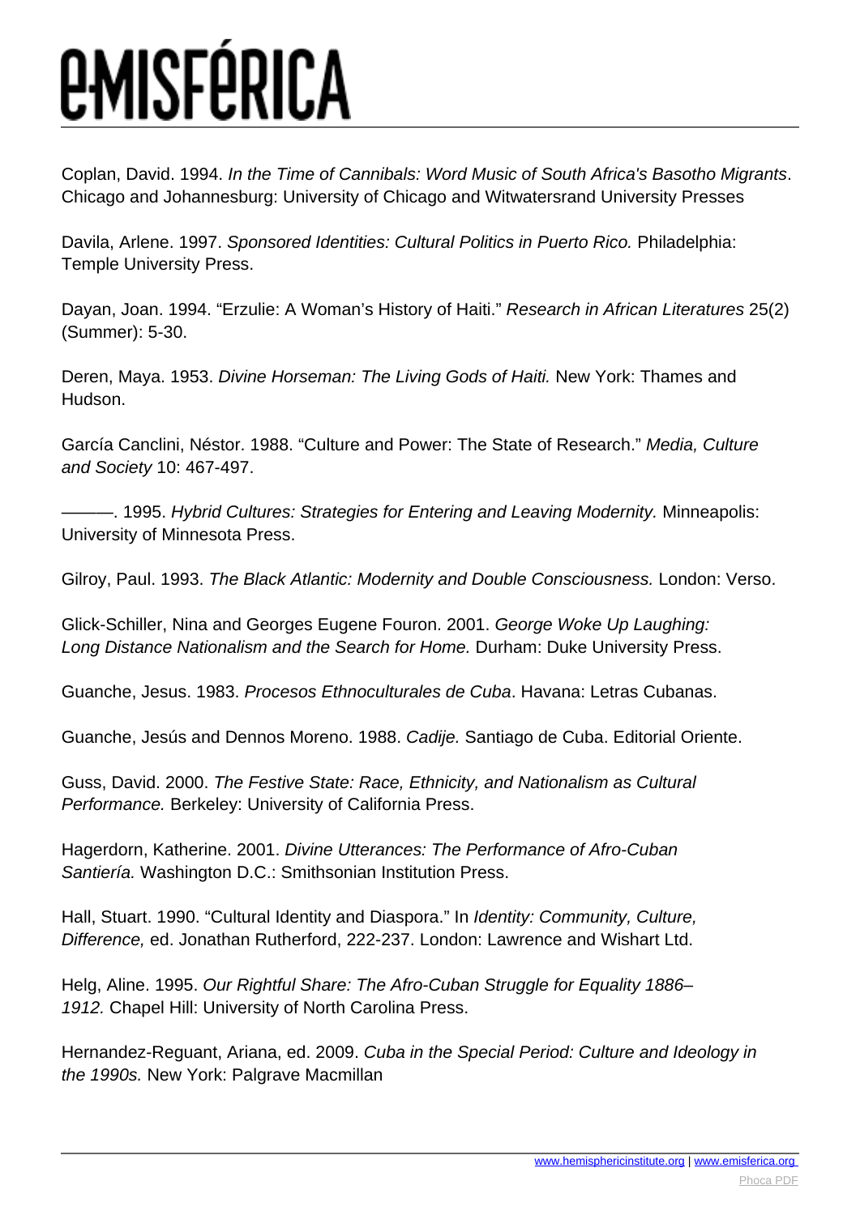Coplan, David. 1994. *In the Time of Cannibals: Word Music of South Africa's Basotho Migrants*. Chicago and Johannesburg: University of Chicago and Witwatersrand University Presses

Davila, Arlene. 1997. *Sponsored Identities: Cultural Politics in Puerto Rico.* Philadelphia: Temple University Press.

Dayan, Joan. 1994. "Erzulie: A Woman's History of Haiti." *Research in African Literatures* 25(2) (Summer): 5-30.

Deren, Maya. 1953. *Divine Horseman: The Living Gods of Haiti.* New York: Thames and Hudson.

García Canclini, Néstor. 1988. "Culture and Power: The State of Research." *Media, Culture and Society* 10: 467-497.

———. 1995. *Hybrid Cultures: Strategies for Entering and Leaving Modernity.* Minneapolis: University of Minnesota Press.

Gilroy, Paul. 1993. *The Black Atlantic: Modernity and Double Consciousness.* London: Verso.

Glick-Schiller, Nina and Georges Eugene Fouron. 2001. *George Woke Up Laughing: Long Distance Nationalism and the Search for Home.* Durham: Duke University Press.

Guanche, Jesus. 1983. *Procesos Ethnoculturales de Cuba*. Havana: Letras Cubanas.

Guanche, Jesús and Dennos Moreno. 1988. *Cadije.* Santiago de Cuba. Editorial Oriente.

Guss, David. 2000. *The Festive State: Race, Ethnicity, and Nationalism as Cultural Performance.* Berkeley: University of California Press.

Hagerdorn, Katherine. 2001. *Divine Utterances: The Performance of Afro-Cuban Santiería.* Washington D.C.: Smithsonian Institution Press.

Hall, Stuart. 1990. "Cultural Identity and Diaspora." In *Identity: Community, Culture, Difference,* ed. Jonathan Rutherford, 222-237. London: Lawrence and Wishart Ltd.

Helg, Aline. 1995. *Our Rightful Share: The Afro-Cuban Struggle for Equality 1886–1912.* Chapel Hill: University of North Carolina Press.

Hernandez-Reguant, Ariana, ed. 2009. *Cuba in the Special Period: Culture and Ideology in the 1990s.* New York: Palgrave Macmillan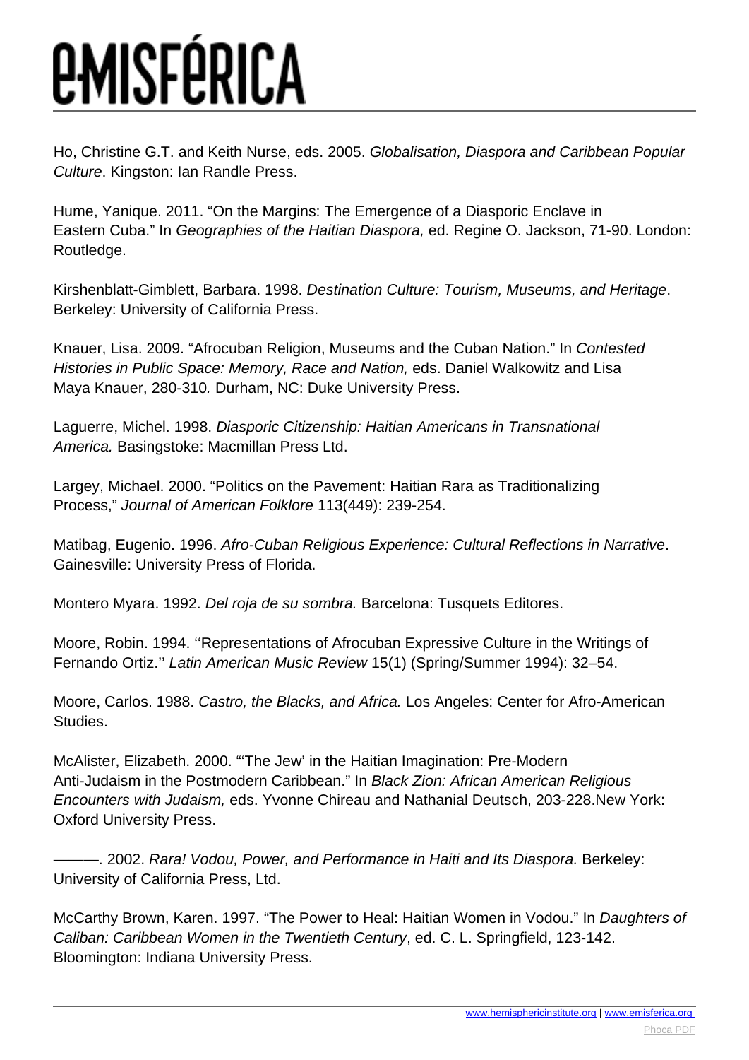Ho, Christine G.T. and Keith Nurse, eds. 2005. *Globalisation, Diaspora and Caribbean Popular Culture*. Kingston: Ian Randle Press.

Hume, Yanique. 2011. "On the Margins: The Emergence of a Diasporic Enclave in Eastern Cuba." In *Geographies of the Haitian Diaspora,* ed. Regine O. Jackson, 71-90. London: Routledge.

Kirshenblatt-Gimblett, Barbara. 1998. *Destination Culture: Tourism, Museums, and Heritage*. Berkeley: University of California Press.

Knauer, Lisa. 2009. "Afrocuban Religion, Museums and the Cuban Nation." In *Contested Histories in Public Space: Memory, Race and Nation,* eds. Daniel Walkowitz and Lisa Maya Knauer, 280-310*.* Durham, NC: Duke University Press.

Laguerre, Michel. 1998. *Diasporic Citizenship: Haitian Americans in Transnational America.* Basingstoke: Macmillan Press Ltd.

Largey, Michael. 2000. "Politics on the Pavement: Haitian Rara as Traditionalizing Process," *Journal of American Folklore* 113(449): 239-254.

Matibag, Eugenio. 1996. *Afro-Cuban Religious Experience: Cultural Reflections in Narrative*. Gainesville: University Press of Florida.

Montero Myara. 1992. *Del roja de su sombra.* Barcelona: Tusquets Editores.

Moore, Robin. 1994. ''Representations of Afrocuban Expressive Culture in the Writings of Fernando Ortiz.'' *Latin American Music Review* 15(1) (Spring/Summer 1994): 32–54.

Moore, Carlos. 1988. *Castro, the Blacks, and Africa.* Los Angeles: Center for Afro-American Studies.

McAlister, Elizabeth. 2000. "'The Jew' in the Haitian Imagination: Pre-Modern Anti-Judaism in the Postmodern Caribbean." In *Black Zion: African American Religious Encounters with Judaism,* eds. Yvonne Chireau and Nathanial Deutsch, 203-228.New York: Oxford University Press.

———. 2002. *Rara! Vodou, Power, and Performance in Haiti and Its Diaspora.* Berkeley: University of California Press, Ltd.

McCarthy Brown, Karen. 1997. "The Power to Heal: Haitian Women in Vodou." In *Daughters of Caliban: Caribbean Women in the Twentieth Century*, ed. C. L. Springfield, 123-142. Bloomington: Indiana University Press.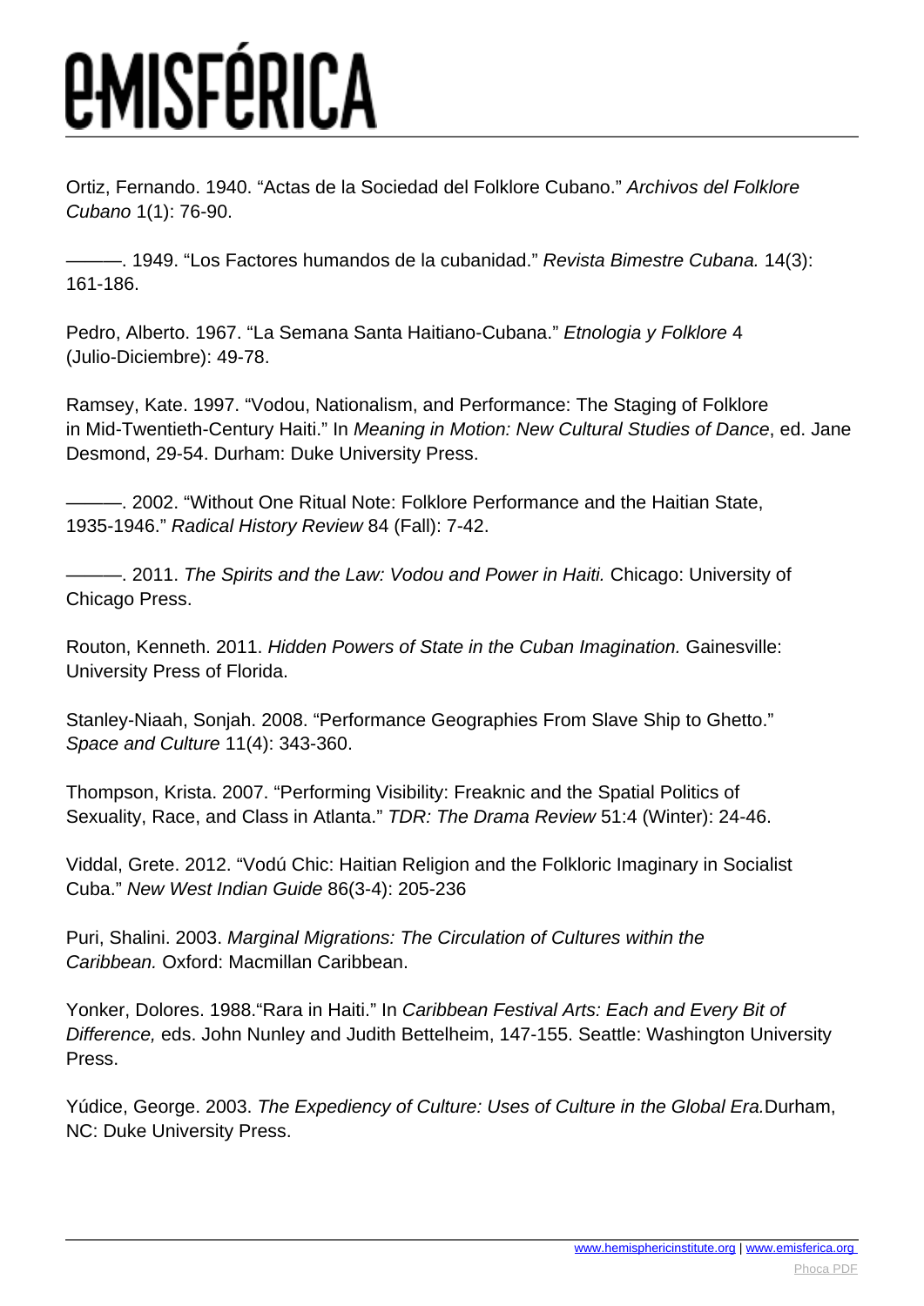Ortiz, Fernando. 1940. “Actas de la Sociedad del Folklore Cubano.” *Archivos del Folklore Cubano* 1(1): 76-90.

———. 1949. “Los Factores humandos de la cubanidad.” *Revista Bimestre Cubana.* 14(3): 161-186.

Pedro, Alberto. 1967. “La Semana Santa Haitiano-Cubana.” *Etnologia y Folklore* 4 (Julio-Diciembre): 49-78.

Ramsey, Kate. 1997. “Vodou, Nationalism, and Performance: The Staging of Folklore in Mid-Twentieth-Century Haiti.” In *Meaning in Motion: New Cultural Studies of Dance*, ed. Jane Desmond, 29-54. Durham: Duke University Press.

———. 2002. “Without One Ritual Note: Folklore Performance and the Haitian State, 1935-1946.” *Radical History Review* 84 (Fall): 7-42.

———. 2011. *The Spirits and the Law: Vodou and Power in Haiti.* Chicago: University of Chicago Press.

Routon, Kenneth. 2011. *Hidden Powers of State in the Cuban Imagination.* Gainesville: University Press of Florida.

Stanley-Niaah, Sonjah. 2008. “Performance Geographies From Slave Ship to Ghetto.” *Space and Culture* 11(4): 343-360.

Thompson, Krista. 2007. “Performing Visibility: Freaknic and the Spatial Politics of Sexuality, Race, and Class in Atlanta.” *TDR: The Drama Review* 51:4 (Winter): 24-46.

Viddal, Grete. 2012. “Vodú Chic: Haitian Religion and the Folkloric Imaginary in Socialist Cuba.” *New West Indian Guide* 86(3-4): 205-236

Puri, Shalini. 2003. *Marginal Migrations: The Circulation of Cultures within the Caribbean.* Oxford: Macmillan Caribbean.

Yonker, Dolores. 1988.“Rara in Haiti.” In *Caribbean Festival Arts: Each and Every Bit of Difference,* eds. John Nunley and Judith Bettelheim, 147-155. Seattle: Washington University Press.

Yúdice, George. 2003. *The Expediency of Culture: Uses of Culture in the Global Era.* Durham, NC: Duke University Press.